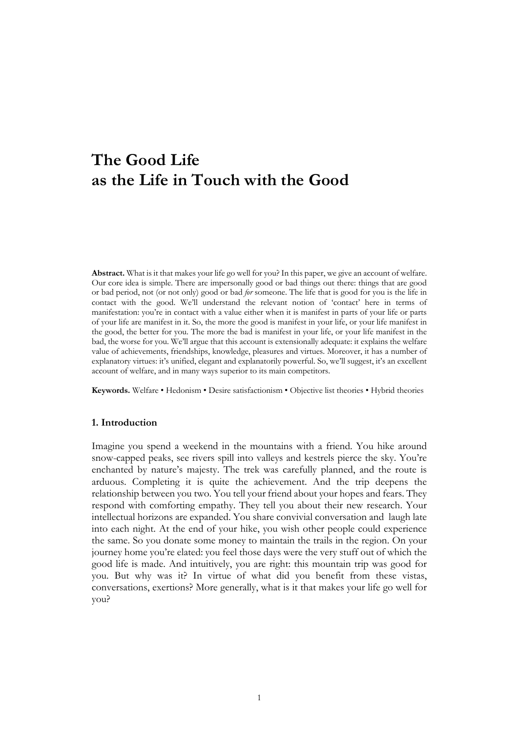# The Good Life
# as the Life in Touch with the Good

**Abstract.** What is it that makes your life go well for you? In this paper, we give an account of welfare. Our core idea is simple. There are impersonally good or bad things out there: things that are good or bad period, not (or not only) good or bad *for* someone. The life that is good for you is the life in contact with the good. We'll understand the relevant notion of 'contact' here in terms of manifestation: you're in contact with a value either when it is manifest in parts of your life or parts of your life are manifest in it. So, the more the good is manifest in your life, or your life manifest in the good, the better for you. The more the bad is manifest in your life, or your life manifest in the bad, the worse for you. We'll argue that this account is extensionally adequate: it explains the welfare value of achievements, friendships, knowledge, pleasures and virtues. Moreover, it has a number of explanatory virtues: it's unified, elegant and explanatorily powerful. So, we'll suggest, it's an excellent account of welfare, and in many ways superior to its main competitors.

**Keywords.** Welfare • Hedonism • Desire satisfactionism • Objective list theories • Hybrid theories

## 1. Introduction

Imagine you spend a weekend in the mountains with a friend. You hike around snow-capped peaks, see rivers spill into valleys and kestrels pierce the sky. You're enchanted by nature's majesty. The trek was carefully planned, and the route is arduous. Completing it is quite the achievement. And the trip deepens the relationship between you two. You tell your friend about your hopes and fears. They respond with comforting empathy. They tell you about their new research. Your intellectual horizons are expanded. You share convivial conversation and laugh late into each night. At the end of your hike, you wish other people could experience the same. So you donate some money to maintain the trails in the region. On your journey home you're elated: you feel those days were the very stuff out of which the good life is made. And intuitively, you are right: this mountain trip was good for you. But why was it? In virtue of what did you benefit from these vistas, conversations, exertions? More generally, what is it that makes your life go well for you?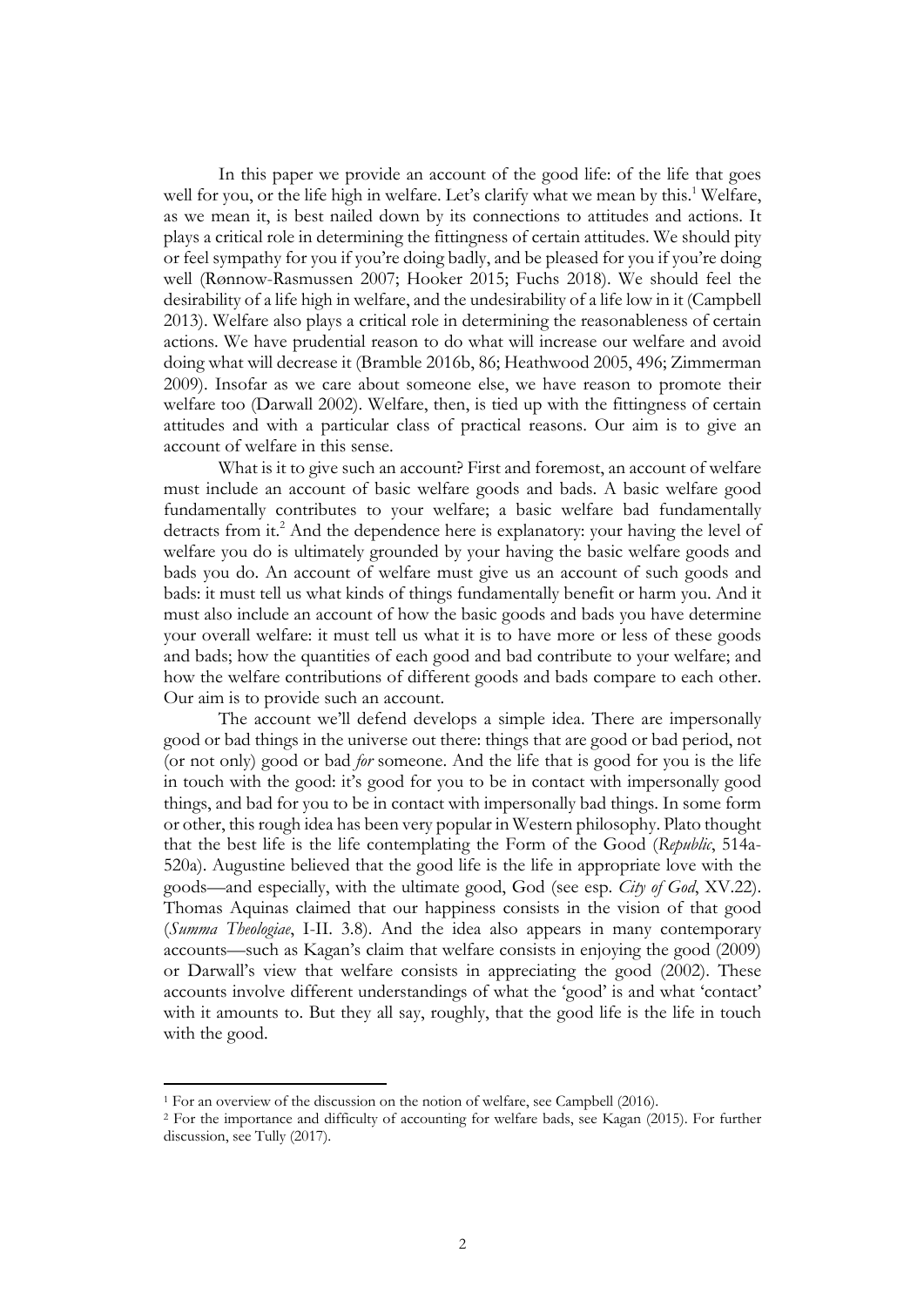In this paper we provide an account of the good life: of the life that goes well for you, or the life high in welfare. Let's clarify what we mean by this.[1] Welfare, as we mean it, is best nailed down by its connections to attitudes and actions. It plays a critical role in determining the fittingness of certain attitudes. We should pity or feel sympathy for you if you're doing badly, and be pleased for you if you're doing well (Rønnow-Rasmussen 2007; Hooker 2015; Fuchs 2018). We should feel the desirability of a life high in welfare, and the undesirability of a life low in it (Campbell 2013). Welfare also plays a critical role in determining the reasonableness of certain actions. We have prudential reason to do what will increase our welfare and avoid doing what will decrease it (Bramble 2016b, 86; Heathwood 2005, 496; Zimmerman 2009). Insofar as we care about someone else, we have reason to promote their welfare too (Darwall 2002). Welfare, then, is tied up with the fittingness of certain attitudes and with a particular class of practical reasons. Our aim is to give an account of welfare in this sense.

What is it to give such an account? First and foremost, an account of welfare must include an account of basic welfare goods and bads. A basic welfare good fundamentally contributes to your welfare; a basic welfare bad fundamentally detracts from it.[2] And the dependence here is explanatory: your having the level of welfare you do is ultimately grounded by your having the basic welfare goods and bads you do. An account of welfare must give us an account of such goods and bads: it must tell us what kinds of things fundamentally benefit or harm you. And it must also include an account of how the basic goods and bads you have determine your overall welfare: it must tell us what it is to have more or less of these goods and bads; how the quantities of each good and bad contribute to your welfare; and how the welfare contributions of different goods and bads compare to each other. Our aim is to provide such an account.

The account we'll defend develops a simple idea. There are impersonally good or bad things in the universe out there: things that are good or bad period, not (or not only) good or bad *for* someone. And the life that is good for you is the life in touch with the good: it's good for you to be in contact with impersonally good things, and bad for you to be in contact with impersonally bad things. In some form or other, this rough idea has been very popular in Western philosophy. Plato thought that the best life is the life contemplating the Form of the Good (*Republic*, 514a-520a). Augustine believed that the good life is the life in appropriate love with the goods—and especially, with the ultimate good, God (see esp. *City of God*, XV.22). Thomas Aquinas claimed that our happiness consists in the vision of that good (*Summa Theologiae*, I-II. 3.8). And the idea also appears in many contemporary accounts—such as Kagan's claim that welfare consists in enjoying the good (2009) or Darwall's view that welfare consists in appreciating the good (2002). These accounts involve different understandings of what the 'good' is and what 'contact' with it amounts to. But they all say, roughly, that the good life is the life in touch with the good.

[1] For an overview of the discussion on the notion of welfare, see Campbell (2016).

[2] For the importance and difficulty of accounting for welfare bads, see Kagan (2015). For further discussion, see Tully (2017).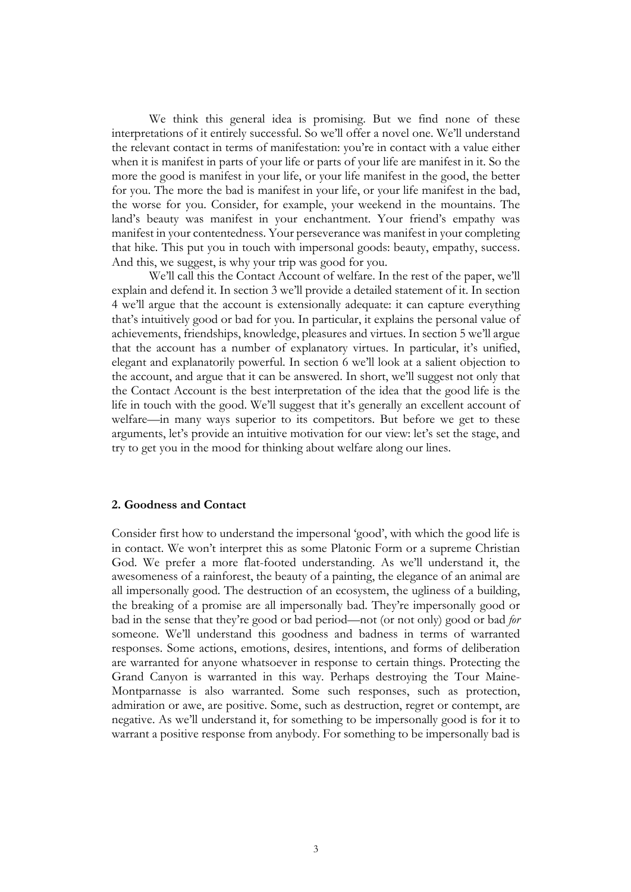We think this general idea is promising. But we find none of these interpretations of it entirely successful. So we'll offer a novel one. We'll understand the relevant contact in terms of manifestation: you're in contact with a value either when it is manifest in parts of your life or parts of your life are manifest in it. So the more the good is manifest in your life, or your life manifest in the good, the better for you. The more the bad is manifest in your life, or your life manifest in the bad, the worse for you. Consider, for example, your weekend in the mountains. The land's beauty was manifest in your enchantment. Your friend's empathy was manifest in your contentedness. Your perseverance was manifest in your completing that hike. This put you in touch with impersonal goods: beauty, empathy, success. And this, we suggest, is why your trip was good for you.

We'll call this the Contact Account of welfare. In the rest of the paper, we'll explain and defend it. In section 3 we'll provide a detailed statement of it. In section 4 we'll argue that the account is extensionally adequate: it can capture everything that's intuitively good or bad for you. In particular, it explains the personal value of achievements, friendships, knowledge, pleasures and virtues. In section 5 we'll argue that the account has a number of explanatory virtues. In particular, it's unified, elegant and explanatorily powerful. In section 6 we'll look at a salient objection to the account, and argue that it can be answered. In short, we'll suggest not only that the Contact Account is the best interpretation of the idea that the good life is the life in touch with the good. We'll suggest that it's generally an excellent account of welfare—in many ways superior to its competitors. But before we get to these arguments, let's provide an intuitive motivation for our view: let's set the stage, and try to get you in the mood for thinking about welfare along our lines.

## 2. Goodness and Contact

Consider first how to understand the impersonal 'good', with which the good life is in contact. We won't interpret this as some Platonic Form or a supreme Christian God. We prefer a more flat-footed understanding. As we'll understand it, the awesomeness of a rainforest, the beauty of a painting, the elegance of an animal are all impersonally good. The destruction of an ecosystem, the ugliness of a building, the breaking of a promise are all impersonally bad. They're impersonally good or bad in the sense that they're good or bad period—not (or not only) good or bad *for* someone. We'll understand this goodness and badness in terms of warranted responses. Some actions, emotions, desires, intentions, and forms of deliberation are warranted for anyone whatsoever in response to certain things. Protecting the Grand Canyon is warranted in this way. Perhaps destroying the Tour Maine-Montparnasse is also warranted. Some such responses, such as protection, admiration or awe, are positive. Some, such as destruction, regret or contempt, are negative. As we'll understand it, for something to be impersonally good is for it to warrant a positive response from anybody. For something to be impersonally bad is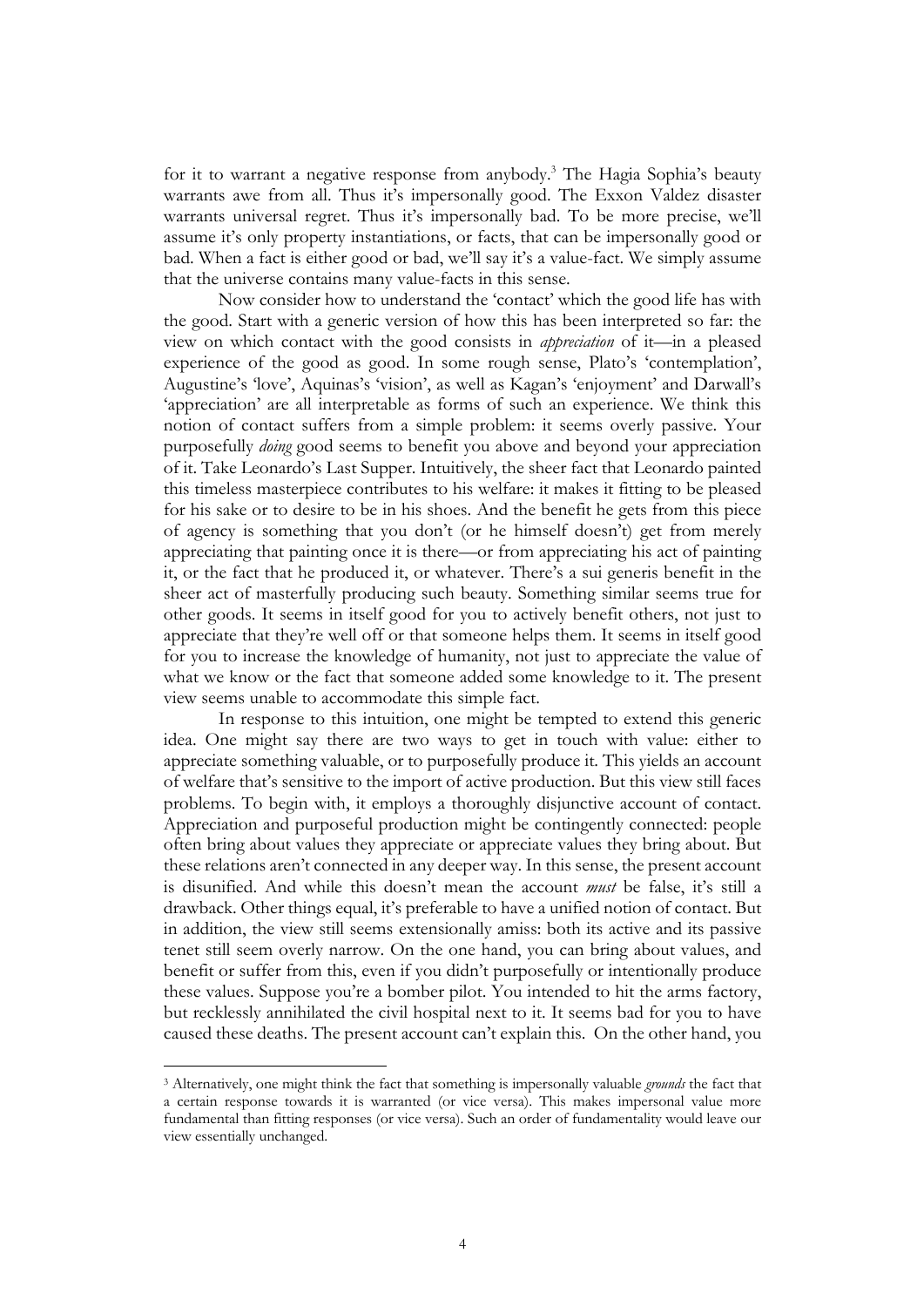for it to warrant a negative response from anybody.[3] The Hagia Sophia's beauty warrants awe from all. Thus it's impersonally good. The Exxon Valdez disaster warrants universal regret. Thus it's impersonally bad. To be more precise, we'll assume it's only property instantiations, or facts, that can be impersonally good or bad. When a fact is either good or bad, we'll say it's a value-fact. We simply assume that the universe contains many value-facts in this sense.

Now consider how to understand the 'contact' which the good life has with the good. Start with a generic version of how this has been interpreted so far: the view on which contact with the good consists in *appreciation* of it—in a pleased experience of the good as good. In some rough sense, Plato's 'contemplation', Augustine's 'love', Aquinas's 'vision', as well as Kagan's 'enjoyment' and Darwall's 'appreciation' are all interpretable as forms of such an experience. We think this notion of contact suffers from a simple problem: it seems overly passive. Your purposefully *doing* good seems to benefit you above and beyond your appreciation of it. Take Leonardo's Last Supper. Intuitively, the sheer fact that Leonardo painted this timeless masterpiece contributes to his welfare: it makes it fitting to be pleased for his sake or to desire to be in his shoes. And the benefit he gets from this piece of agency is something that you don't (or he himself doesn't) get from merely appreciating that painting once it is there—or from appreciating his act of painting it, or the fact that he produced it, or whatever. There's a sui generis benefit in the sheer act of masterfully producing such beauty. Something similar seems true for other goods. It seems in itself good for you to actively benefit others, not just to appreciate that they're well off or that someone helps them. It seems in itself good for you to increase the knowledge of humanity, not just to appreciate the value of what we know or the fact that someone added some knowledge to it. The present view seems unable to accommodate this simple fact.

In response to this intuition, one might be tempted to extend this generic idea. One might say there are two ways to get in touch with value: either to appreciate something valuable, or to purposefully produce it. This yields an account of welfare that's sensitive to the import of active production. But this view still faces problems. To begin with, it employs a thoroughly disjunctive account of contact. Appreciation and purposeful production might be contingently connected: people often bring about values they appreciate or appreciate values they bring about. But these relations aren't connected in any deeper way. In this sense, the present account is disunified. And while this doesn't mean the account *must* be false, it's still a drawback. Other things equal, it's preferable to have a unified notion of contact. But in addition, the view still seems extensionally amiss: both its active and its passive tenet still seem overly narrow. On the one hand, you can bring about values, and benefit or suffer from this, even if you didn't purposefully or intentionally produce these values. Suppose you're a bomber pilot. You intended to hit the arms factory, but recklessly annihilated the civil hospital next to it. It seems bad for you to have caused these deaths. The present account can't explain this. On the other hand, you

---

[3] Alternatively, one might think the fact that something is impersonally valuable *grounds* the fact that a certain response towards it is warranted (or vice versa). This makes impersonal value more fundamental than fitting responses (or vice versa). Such an order of fundamentality would leave our view essentially unchanged.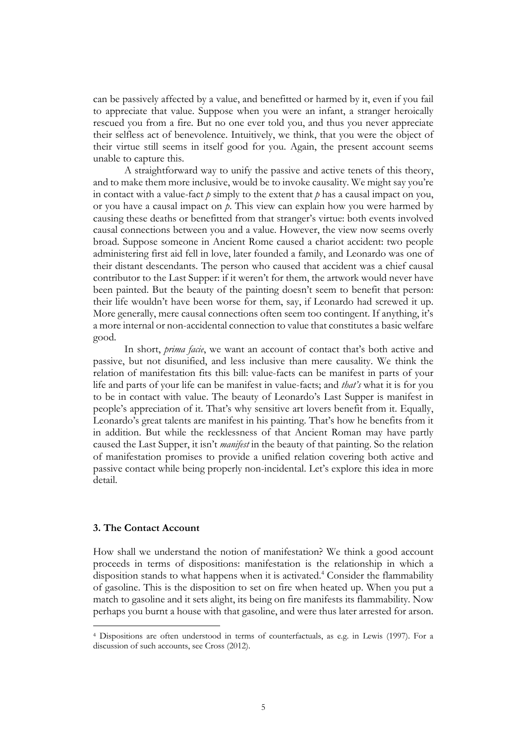can be passively affected by a value, and benefitted or harmed by it, even if you fail to appreciate that value. Suppose when you were an infant, a stranger heroically rescued you from a fire. But no one ever told you, and thus you never appreciate their selfless act of benevolence. Intuitively, we think, that you were the object of their virtue still seems in itself good for you. Again, the present account seems unable to capture this.

A straightforward way to unify the passive and active tenets of this theory, and to make them more inclusive, would be to invoke causality. We might say you're in contact with a value-fact *p* simply to the extent that *p* has a causal impact on you, or you have a causal impact on *p*. This view can explain how you were harmed by causing these deaths or benefitted from that stranger's virtue: both events involved causal connections between you and a value. However, the view now seems overly broad. Suppose someone in Ancient Rome caused a chariot accident: two people administering first aid fell in love, later founded a family, and Leonardo was one of their distant descendants. The person who caused that accident was a chief causal contributor to the Last Supper: if it weren't for them, the artwork would never have been painted. But the beauty of the painting doesn't seem to benefit that person: their life wouldn't have been worse for them, say, if Leonardo had screwed it up. More generally, mere causal connections often seem too contingent. If anything, it's a more internal or non-accidental connection to value that constitutes a basic welfare good.

In short, *prima facie*, we want an account of contact that's both active and passive, but not disunified, and less inclusive than mere causality. We think the relation of manifestation fits this bill: value-facts can be manifest in parts of your life and parts of your life can be manifest in value-facts; and *that's* what it is for you to be in contact with value. The beauty of Leonardo's Last Supper is manifest in people's appreciation of it. That's why sensitive art lovers benefit from it. Equally, Leonardo's great talents are manifest in his painting. That's how he benefits from it in addition. But while the recklessness of that Ancient Roman may have partly caused the Last Supper, it isn't *manifest* in the beauty of that painting. So the relation of manifestation promises to provide a unified relation covering both active and passive contact while being properly non-incidental. Let's explore this idea in more detail.

### 3. The Contact Account

How shall we understand the notion of manifestation? We think a good account proceeds in terms of dispositions: manifestation is the relationship in which a disposition stands to what happens when it is activated.[4] Consider the flammability of gasoline. This is the disposition to set on fire when heated up. When you put a match to gasoline and it sets alight, its being on fire manifests its flammability. Now perhaps you burnt a house with that gasoline, and were thus later arrested for arson.

---

[4] Dispositions are often understood in terms of counterfactuals, as e.g. in Lewis (1997). For a discussion of such accounts, see Cross (2012).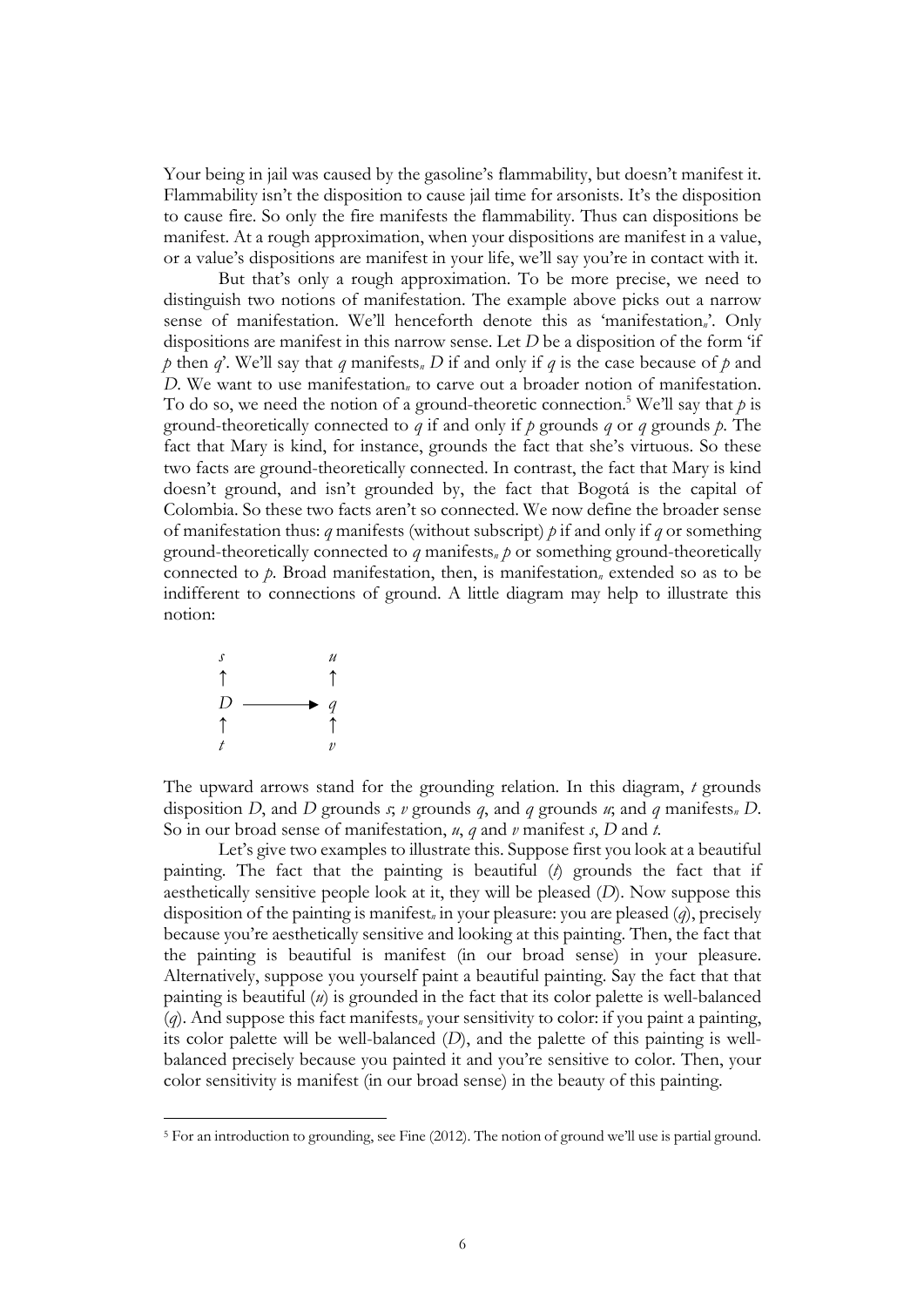Your being in jail was caused by the gasoline's flammability, but doesn't manifest it. Flammability isn't the disposition to cause jail time for arsonists. It's the disposition to cause fire. So only the fire manifests the flammability. Thus can dispositions be manifest. At a rough approximation, when your dispositions are manifest in a value, or a value's dispositions are manifest in your life, we'll say you're in contact with it.

But that's only a rough approximation. To be more precise, we need to distinguish two notions of manifestation. The example above picks out a narrow sense of manifestation. We'll henceforth denote this as 'manifestation$_n$'. Only dispositions are manifest in this narrow sense. Let $D$ be a disposition of the form 'if $p$ then $q$'. We'll say that $q$ manifests$_n$ $D$ if and only if $q$ is the case because of $p$ and $D$. We want to use manifestation$_n$ to carve out a broader notion of manifestation. To do so, we need the notion of a ground-theoretic connection.[5] We'll say that $p$ is ground-theoretically connected to $q$ if and only if $p$ grounds $q$ or $q$ grounds $p$. The fact that Mary is kind, for instance, grounds the fact that she's virtuous. So these two facts are ground-theoretically connected. In contrast, the fact that Mary is kind doesn't ground, and isn't grounded by, the fact that Bogotá is the capital of Colombia. So these two facts aren't so connected. We now define the broader sense of manifestation thus: $q$ manifests (without subscript) $p$ if and only if $q$ or something ground-theoretically connected to $q$ manifests$_n$ $p$ or something ground-theoretically connected to $p$. Broad manifestation, then, is manifestation$_n$ extended so as to be indifferent to connections of ground. A little diagram may help to illustrate this notion:

$$
\begin{array}{ccc}
s & & u \\
\uparrow & & \uparrow \\
D & \longrightarrow & q \\
\uparrow & & \uparrow \\
t & & v
\end{array}
$$

The upward arrows stand for the grounding relation. In this diagram, $t$ grounds disposition $D$, and $D$ grounds $s$; $v$ grounds $q$, and $q$ grounds $u$; and $q$ manifests$_n$ $D$. So in our broad sense of manifestation, $u$, $q$ and $v$ manifest $s$, $D$ and $t$.

Let's give two examples to illustrate this. Suppose first you look at a beautiful painting. The fact that the painting is beautiful ($t$) grounds the fact that if aesthetically sensitive people look at it, they will be pleased ($D$). Now suppose this disposition of the painting is manifest$_n$ in your pleasure: you are pleased ($q$), precisely because you're aesthetically sensitive and looking at this painting. Then, the fact that the painting is beautiful is manifest (in our broad sense) in your pleasure. Alternatively, suppose you yourself paint a beautiful painting. Say the fact that that painting is beautiful ($u$) is grounded in the fact that its color palette is well-balanced ($q$). And suppose this fact manifests$_n$ your sensitivity to color: if you paint a painting, its color palette will be well-balanced ($D$), and the palette of this painting is well-balanced precisely because you painted it and you're sensitive to color. Then, your color sensitivity is manifest (in our broad sense) in the beauty of this painting.

[5] For an introduction to grounding, see Fine (2012). The notion of ground we'll use is partial ground.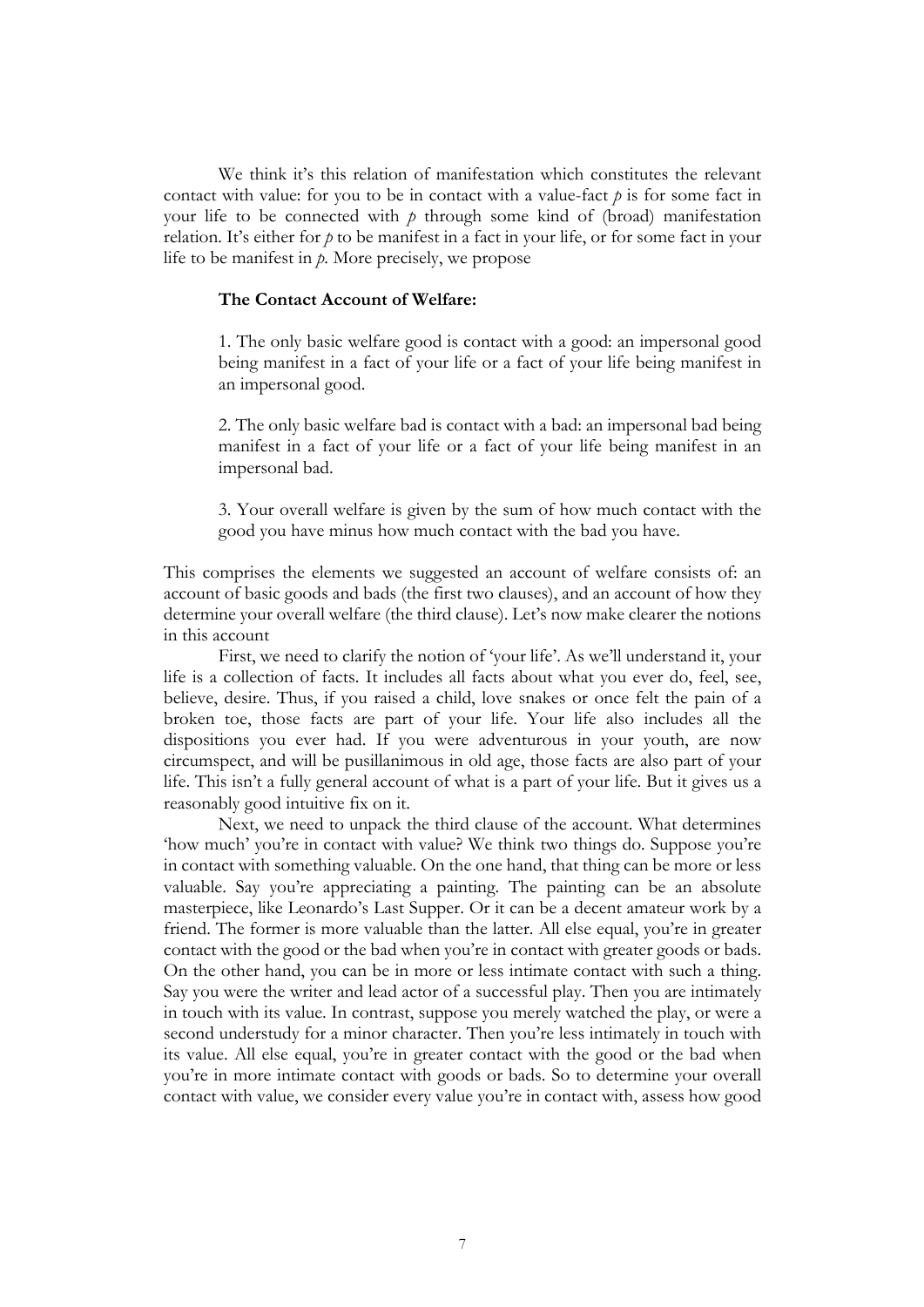We think it's this relation of manifestation which constitutes the relevant contact with value: for you to be in contact with a value-fact *p* is for some fact in your life to be connected with *p* through some kind of (broad) manifestation relation. It's either for *p* to be manifest in a fact in your life, or for some fact in your life to be manifest in *p*. More precisely, we propose

> **The Contact Account of Welfare:**
>
> 1. The only basic welfare good is contact with a good: an impersonal good being manifest in a fact of your life or a fact of your life being manifest in an impersonal good.
>
> 2. The only basic welfare bad is contact with a bad: an impersonal bad being manifest in a fact of your life or a fact of your life being manifest in an impersonal bad.
>
> 3. Your overall welfare is given by the sum of how much contact with the good you have minus how much contact with the bad you have.

This comprises the elements we suggested an account of welfare consists of: an account of basic goods and bads (the first two clauses), and an account of how they determine your overall welfare (the third clause). Let's now make clearer the notions in this account

First, we need to clarify the notion of 'your life'. As we'll understand it, your life is a collection of facts. It includes all facts about what you ever do, feel, see, believe, desire. Thus, if you raised a child, love snakes or once felt the pain of a broken toe, those facts are part of your life. Your life also includes all the dispositions you ever had. If you were adventurous in your youth, are now circumspect, and will be pusillanimous in old age, those facts are also part of your life. This isn't a fully general account of what is a part of your life. But it gives us a reasonably good intuitive fix on it.

Next, we need to unpack the third clause of the account. What determines 'how much' you're in contact with value? We think two things do. Suppose you're in contact with something valuable. On the one hand, that thing can be more or less valuable. Say you're appreciating a painting. The painting can be an absolute masterpiece, like Leonardo's Last Supper. Or it can be a decent amateur work by a friend. The former is more valuable than the latter. All else equal, you're in greater contact with the good or the bad when you're in contact with greater goods or bads. On the other hand, you can be in more or less intimate contact with such a thing. Say you were the writer and lead actor of a successful play. Then you are intimately in touch with its value. In contrast, suppose you merely watched the play, or were a second understudy for a minor character. Then you're less intimately in touch with its value. All else equal, you're in greater contact with the good or the bad when you're in more intimate contact with goods or bads. So to determine your overall contact with value, we consider every value you're in contact with, assess how good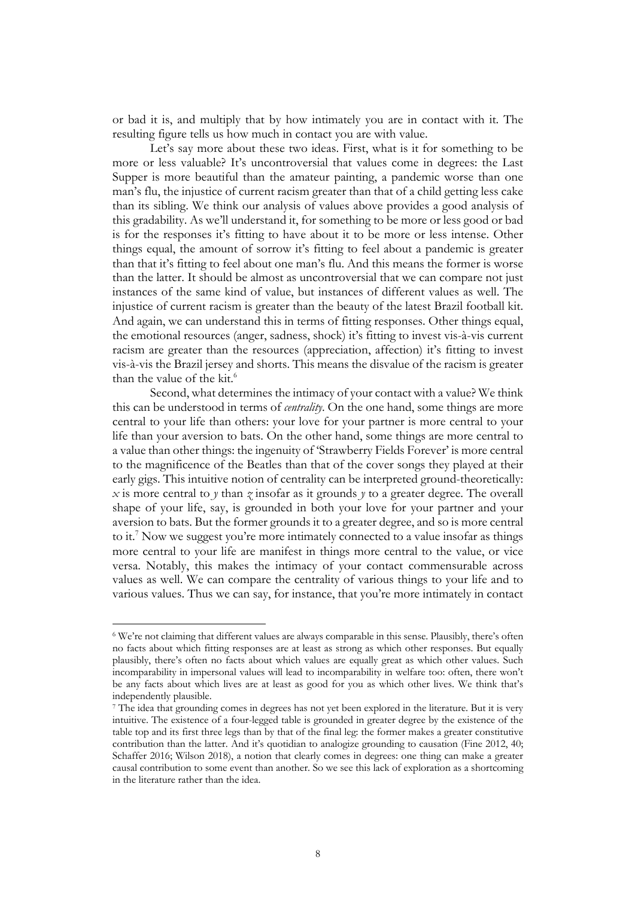or bad it is, and multiply that by how intimately you are in contact with it. The resulting figure tells us how much in contact you are with value.

Let's say more about these two ideas. First, what is it for something to be more or less valuable? It's uncontroversial that values come in degrees: the Last Supper is more beautiful than the amateur painting, a pandemic worse than one man's flu, the injustice of current racism greater than that of a child getting less cake than its sibling. We think our analysis of values above provides a good analysis of this gradability. As we'll understand it, for something to be more or less good or bad is for the responses it's fitting to have about it to be more or less intense. Other things equal, the amount of sorrow it's fitting to feel about a pandemic is greater than that it's fitting to feel about one man's flu. And this means the former is worse than the latter. It should be almost as uncontroversial that we can compare not just instances of the same kind of value, but instances of different values as well. The injustice of current racism is greater than the beauty of the latest Brazil football kit. And again, we can understand this in terms of fitting responses. Other things equal, the emotional resources (anger, sadness, shock) it's fitting to invest vis-à-vis current racism are greater than the resources (appreciation, affection) it's fitting to invest vis-à-vis the Brazil jersey and shorts. This means the disvalue of the racism is greater than the value of the kit.[6]

Second, what determines the intimacy of your contact with a value? We think this can be understood in terms of *centrality*. On the one hand, some things are more central to your life than others: your love for your partner is more central to your life than your aversion to bats. On the other hand, some things are more central to a value than other things: the ingenuity of 'Strawberry Fields Forever' is more central to the magnificence of the Beatles than that of the cover songs they played at their early gigs. This intuitive notion of centrality can be interpreted ground-theoretically: $x$ is more central to $y$ than $z$ insofar as it grounds $y$ to a greater degree. The overall shape of your life, say, is grounded in both your love for your partner and your aversion to bats. But the former grounds it to a greater degree, and so is more central to it.[7] Now we suggest you're more intimately connected to a value insofar as things more central to your life are manifest in things more central to the value, or vice versa. Notably, this makes the intimacy of your contact commensurable across values as well. We can compare the centrality of various things to your life and to various values. Thus we can say, for instance, that you're more intimately in contact

---

[6] We're not claiming that different values are always comparable in this sense. Plausibly, there's often no facts about which fitting responses are at least as strong as which other responses. But equally plausibly, there's often no facts about which values are equally great as which other values. Such incomparability in impersonal values will lead to incomparability in welfare too: often, there won't be any facts about which lives are at least as good for you as which other lives. We think that's independently plausible.

[7] The idea that grounding comes in degrees has not yet been explored in the literature. But it is very intuitive. The existence of a four-legged table is grounded in greater degree by the existence of the table top and its first three legs than by that of the final leg: the former makes a greater constitutive contribution than the latter. And it's quotidian to analogize grounding to causation (Fine 2012, 40; Schaffer 2016; Wilson 2018), a notion that clearly comes in degrees: one thing can make a greater causal contribution to some event than another. So we see this lack of exploration as a shortcoming in the literature rather than the idea.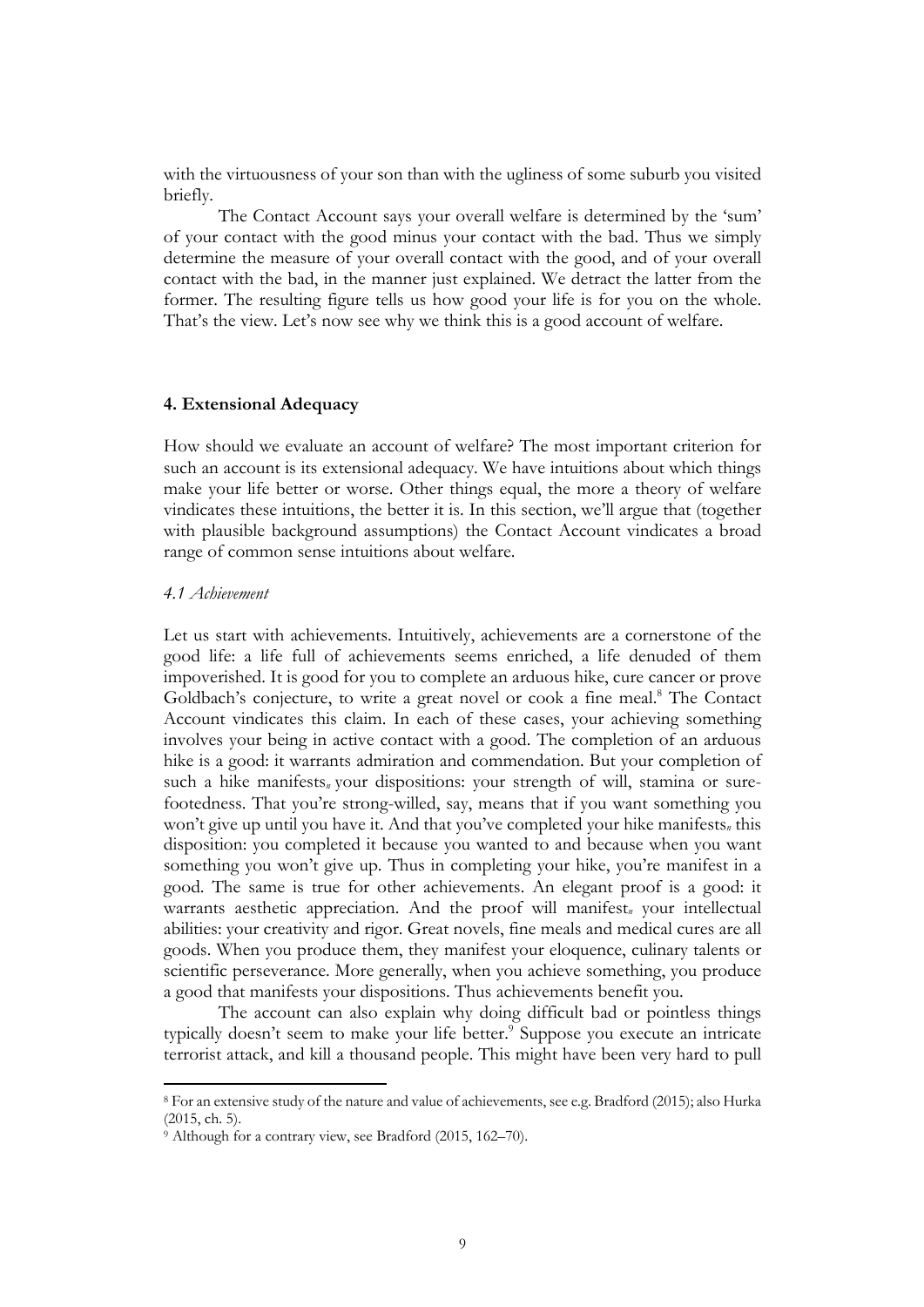with the virtuousness of your son than with the ugliness of some suburb you visited briefly.

The Contact Account says your overall welfare is determined by the 'sum' of your contact with the good minus your contact with the bad. Thus we simply determine the measure of your overall contact with the good, and of your overall contact with the bad, in the manner just explained. We detract the latter from the former. The resulting figure tells us how good your life is for you on the whole. That's the view. Let's now see why we think this is a good account of welfare.

## 4. Extensional Adequacy

How should we evaluate an account of welfare? The most important criterion for such an account is its extensional adequacy. We have intuitions about which things make your life better or worse. Other things equal, the more a theory of welfare vindicates these intuitions, the better it is. In this section, we'll argue that (together with plausible background assumptions) the Contact Account vindicates a broad range of common sense intuitions about welfare.

### *4.1 Achievement*

Let us start with achievements. Intuitively, achievements are a cornerstone of the good life: a life full of achievements seems enriched, a life denuded of them impoverished. It is good for you to complete an arduous hike, cure cancer or prove Goldbach's conjecture, to write a great novel or cook a fine meal.[8] The Contact Account vindicates this claim. In each of these cases, your achieving something involves your being in active contact with a good. The completion of an arduous hike is a good: it warrants admiration and commendation. But your completion of such a hike manifests$_n$ your dispositions: your strength of will, stamina or sure-footedness. That you're strong-willed, say, means that if you want something you won't give up until you have it. And that you've completed your hike manifests$_n$ this disposition: you completed it because you wanted to and because when you want something you won't give up. Thus in completing your hike, you're manifest in a good. The same is true for other achievements. An elegant proof is a good: it warrants aesthetic appreciation. And the proof will manifest$_n$ your intellectual abilities: your creativity and rigor. Great novels, fine meals and medical cures are all goods. When you produce them, they manifest your eloquence, culinary talents or scientific perseverance. More generally, when you achieve something, you produce a good that manifests your dispositions. Thus achievements benefit you.

The account can also explain why doing difficult bad or pointless things typically doesn't seem to make your life better.[9] Suppose you execute an intricate terrorist attack, and kill a thousand people. This might have been very hard to pull

[8] For an extensive study of the nature and value of achievements, see e.g. Bradford (2015); also Hurka (2015, ch. 5).

[9] Although for a contrary view, see Bradford (2015, 162–70).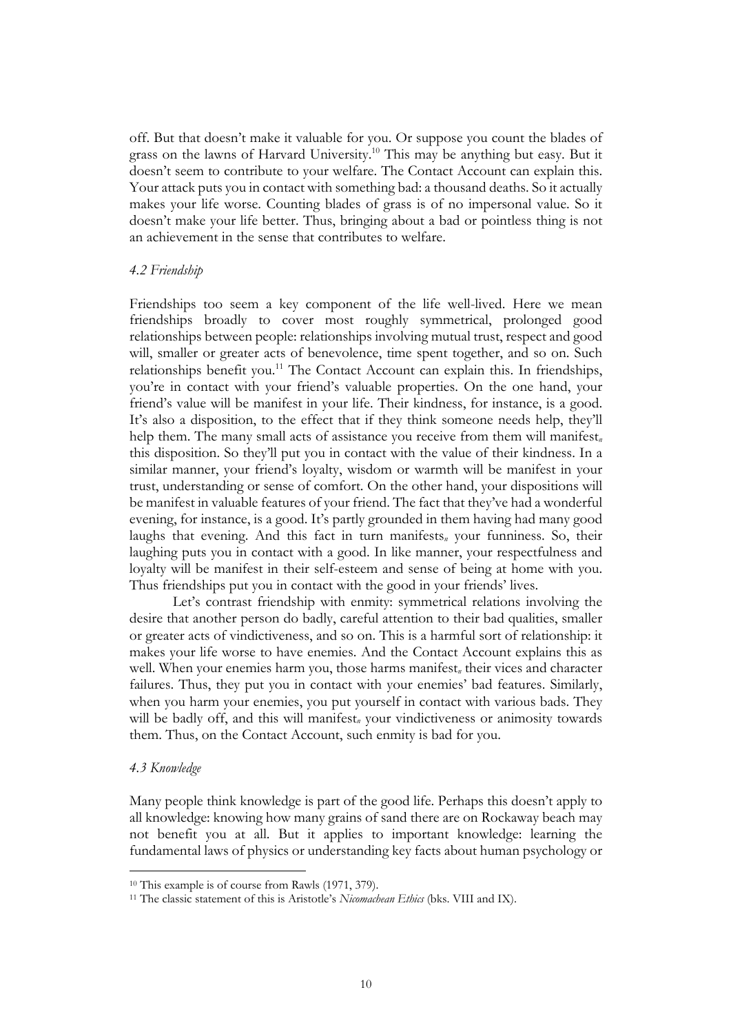off. But that doesn't make it valuable for you. Or suppose you count the blades of grass on the lawns of Harvard University.[10] This may be anything but easy. But it doesn't seem to contribute to your welfare. The Contact Account can explain this. Your attack puts you in contact with something bad: a thousand deaths. So it actually makes your life worse. Counting blades of grass is of no impersonal value. So it doesn't make your life better. Thus, bringing about a bad or pointless thing is not an achievement in the sense that contributes to welfare.

### *4.2 Friendship*

Friendships too seem a key component of the life well-lived. Here we mean friendships broadly to cover most roughly symmetrical, prolonged good relationships between people: relationships involving mutual trust, respect and good will, smaller or greater acts of benevolence, time spent together, and so on. Such relationships benefit you.[11] The Contact Account can explain this. In friendships, you're in contact with your friend's valuable properties. On the one hand, your friend's value will be manifest in your life. Their kindness, for instance, is a good. It's also a disposition, to the effect that if they think someone needs help, they'll help them. The many small acts of assistance you receive from them will manifest$_n$ this disposition. So they'll put you in contact with the value of their kindness. In a similar manner, your friend's loyalty, wisdom or warmth will be manifest in your trust, understanding or sense of comfort. On the other hand, your dispositions will be manifest in valuable features of your friend. The fact that they've had a wonderful evening, for instance, is a good. It's partly grounded in them having had many good laughs that evening. And this fact in turn manifests$_n$ your funniness. So, their laughing puts you in contact with a good. In like manner, your respectfulness and loyalty will be manifest in their self-esteem and sense of being at home with you. Thus friendships put you in contact with the good in your friends' lives.

Let's contrast friendship with enmity: symmetrical relations involving the desire that another person do badly, careful attention to their bad qualities, smaller or greater acts of vindictiveness, and so on. This is a harmful sort of relationship: it makes your life worse to have enemies. And the Contact Account explains this as well. When your enemies harm you, those harms manifest$_n$ their vices and character failures. Thus, they put you in contact with your enemies' bad features. Similarly, when you harm your enemies, you put yourself in contact with various bads. They will be badly off, and this will manifest$_n$ your vindictiveness or animosity towards them. Thus, on the Contact Account, such enmity is bad for you.

### *4.3 Knowledge*

Many people think knowledge is part of the good life. Perhaps this doesn't apply to all knowledge: knowing how many grains of sand there are on Rockaway beach may not benefit you at all. But it applies to important knowledge: learning the fundamental laws of physics or understanding key facts about human psychology or

---

[10] This example is of course from Rawls (1971, 379).

[11] The classic statement of this is Aristotle's *Nicomachean Ethics* (bks. VIII and IX).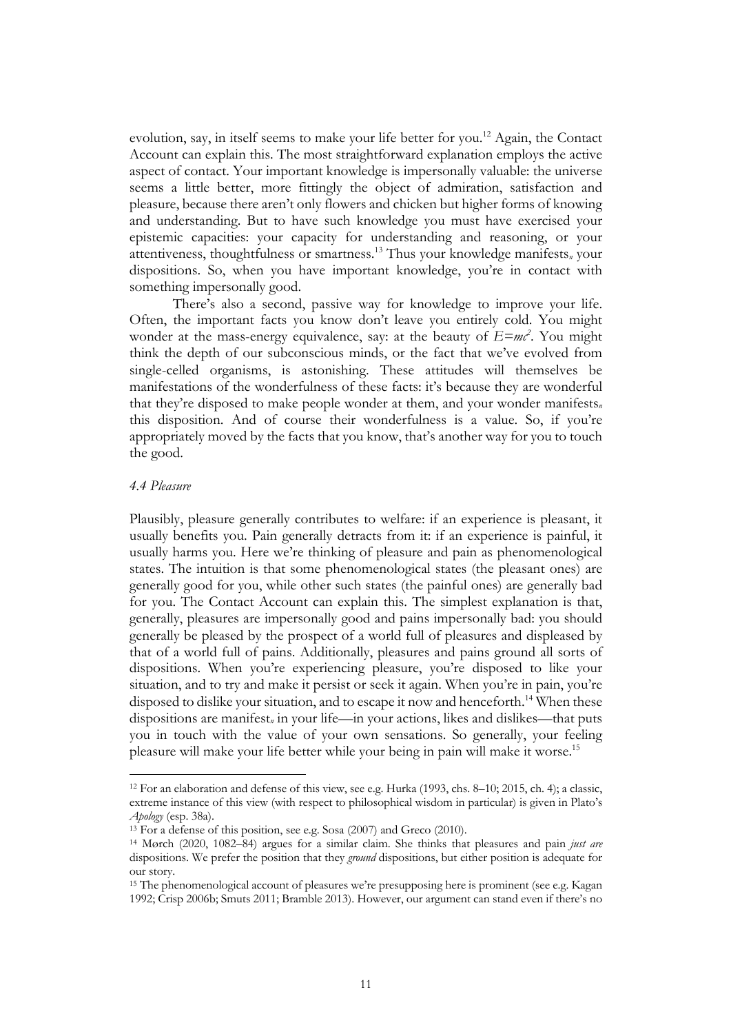evolution, say, in itself seems to make your life better for you.[12] Again, the Contact Account can explain this. The most straightforward explanation employs the active aspect of contact. Your important knowledge is impersonally valuable: the universe seems a little better, more fittingly the object of admiration, satisfaction and pleasure, because there aren't only flowers and chicken but higher forms of knowing and understanding. But to have such knowledge you must have exercised your epistemic capacities: your capacity for understanding and reasoning, or your attentiveness, thoughtfulness or smartness.[13] Thus your knowledge manifests$_n$ your dispositions. So, when you have important knowledge, you're in contact with something impersonally good.

There's also a second, passive way for knowledge to improve your life. Often, the important facts you know don't leave you entirely cold. You might wonder at the mass-energy equivalence, say: at the beauty of $E=mc^2$. You might think the depth of our subconscious minds, or the fact that we've evolved from single-celled organisms, is astonishing. These attitudes will themselves be manifestations of the wonderfulness of these facts: it's because they are wonderful that they're disposed to make people wonder at them, and your wonder manifests$_n$ this disposition. And of course their wonderfulness is a value. So, if you're appropriately moved by the facts that you know, that's another way for you to touch the good.

### *4.4 Pleasure*

Plausibly, pleasure generally contributes to welfare: if an experience is pleasant, it usually benefits you. Pain generally detracts from it: if an experience is painful, it usually harms you. Here we're thinking of pleasure and pain as phenomenological states. The intuition is that some phenomenological states (the pleasant ones) are generally good for you, while other such states (the painful ones) are generally bad for you. The Contact Account can explain this. The simplest explanation is that, generally, pleasures are impersonally good and pains impersonally bad: you should generally be pleased by the prospect of a world full of pleasures and displeased by that of a world full of pains. Additionally, pleasures and pains ground all sorts of dispositions. When you're experiencing pleasure, you're disposed to like your situation, and to try and make it persist or seek it again. When you're in pain, you're disposed to dislike your situation, and to escape it now and henceforth.[14] When these dispositions are manifest$_n$ in your life—in your actions, likes and dislikes—that puts you in touch with the value of your own sensations. So generally, your feeling pleasure will make your life better while your being in pain will make it worse.[15]

---

[12] For an elaboration and defense of this view, see e.g. Hurka (1993, chs. 8–10; 2015, ch. 4); a classic, extreme instance of this view (with respect to philosophical wisdom in particular) is given in Plato's *Apology* (esp. 38a).

[13] For a defense of this position, see e.g. Sosa (2007) and Greco (2010).

[14] Mørch (2020, 1082–84) argues for a similar claim. She thinks that pleasures and pain *just are* dispositions. We prefer the position that they *ground* dispositions, but either position is adequate for our story.

[15] The phenomenological account of pleasures we're presupposing here is prominent (see e.g. Kagan 1992; Crisp 2006b; Smuts 2011; Bramble 2013). However, our argument can stand even if there's no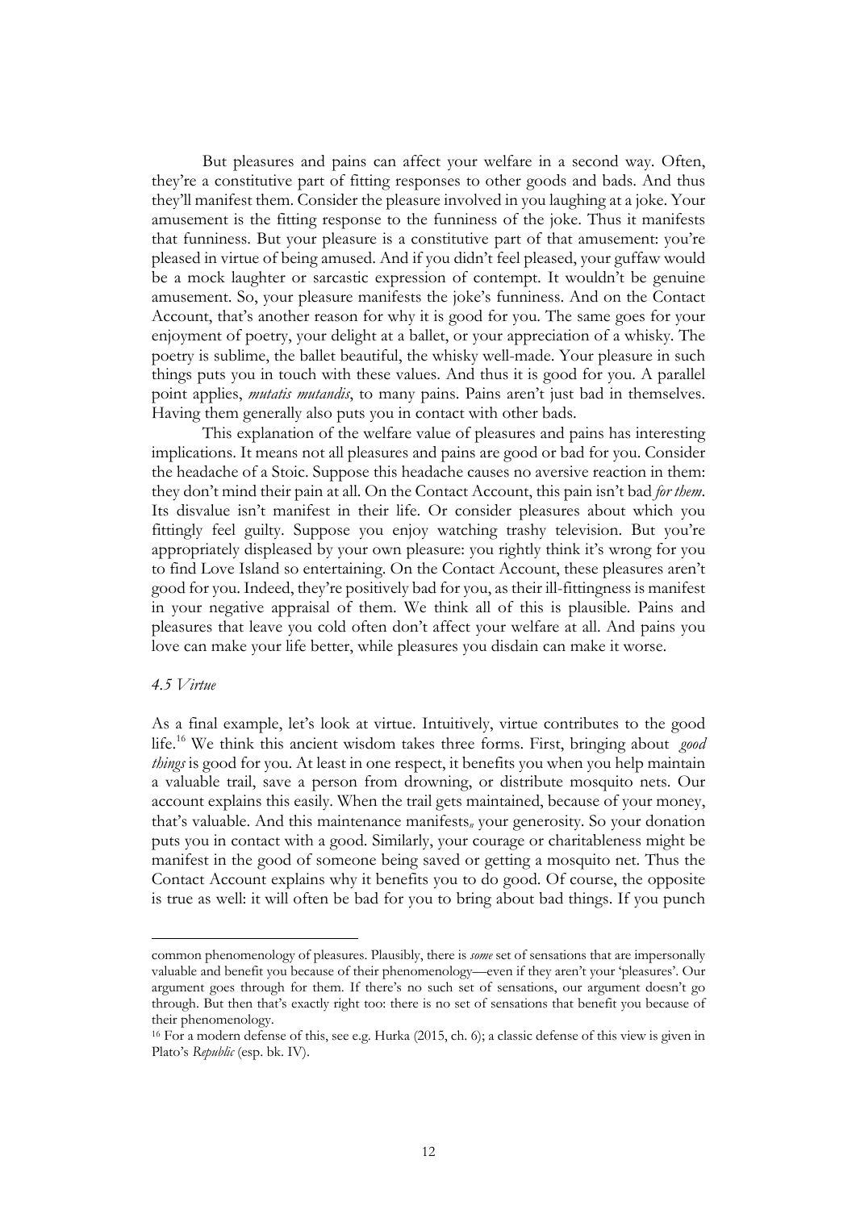But pleasures and pains can affect your welfare in a second way. Often, they're a constitutive part of fitting responses to other goods and bads. And thus they'll manifest them. Consider the pleasure involved in you laughing at a joke. Your amusement is the fitting response to the funniness of the joke. Thus it manifests that funniness. But your pleasure is a constitutive part of that amusement: you're pleased in virtue of being amused. And if you didn't feel pleased, your guffaw would be a mock laughter or sarcastic expression of contempt. It wouldn't be genuine amusement. So, your pleasure manifests the joke's funniness. And on the Contact Account, that's another reason for why it is good for you. The same goes for your enjoyment of poetry, your delight at a ballet, or your appreciation of a whisky. The poetry is sublime, the ballet beautiful, the whisky well-made. Your pleasure in such things puts you in touch with these values. And thus it is good for you. A parallel point applies, *mutatis mutandis*, to many pains. Pains aren't just bad in themselves. Having them generally also puts you in contact with other bads.

This explanation of the welfare value of pleasures and pains has interesting implications. It means not all pleasures and pains are good or bad for you. Consider the headache of a Stoic. Suppose this headache causes no aversive reaction in them: they don't mind their pain at all. On the Contact Account, this pain isn't bad *for them*. Its disvalue isn't manifest in their life. Or consider pleasures about which you fittingly feel guilty. Suppose you enjoy watching trashy television. But you're appropriately displeased by your own pleasure: you rightly think it's wrong for you to find Love Island so entertaining. On the Contact Account, these pleasures aren't good for you. Indeed, they're positively bad for you, as their ill-fittingness is manifest in your negative appraisal of them. We think all of this is plausible. Pains and pleasures that leave you cold often don't affect your welfare at all. And pains you love can make your life better, while pleasures you disdain can make it worse.

### *4.5 Virtue*

As a final example, let's look at virtue. Intuitively, virtue contributes to the good life.[16] We think this ancient wisdom takes three forms. First, bringing about *good things* is good for you. At least in one respect, it benefits you when you help maintain a valuable trail, save a person from drowning, or distribute mosquito nets. Our account explains this easily. When the trail gets maintained, because of your money, that's valuable. And this maintenance manifests$_n$ your generosity. So your donation puts you in contact with a good. Similarly, your courage or charitableness might be manifest in the good of someone being saved or getting a mosquito net. Thus the Contact Account explains why it benefits you to do good. Of course, the opposite is true as well: it will often be bad for you to bring about bad things. If you punch

---

common phenomenology of pleasures. Plausibly, there is *some* set of sensations that are impersonally valuable and benefit you because of their phenomenology—even if they aren't your 'pleasures'. Our argument goes through for them. If there's no such set of sensations, our argument doesn't go through. But then that's exactly right too: there is no set of sensations that benefit you because of their phenomenology.

[16] For a modern defense of this, see e.g. Hurka (2015, ch. 6); a classic defense of this view is given in Plato's *Republic* (esp. bk. IV).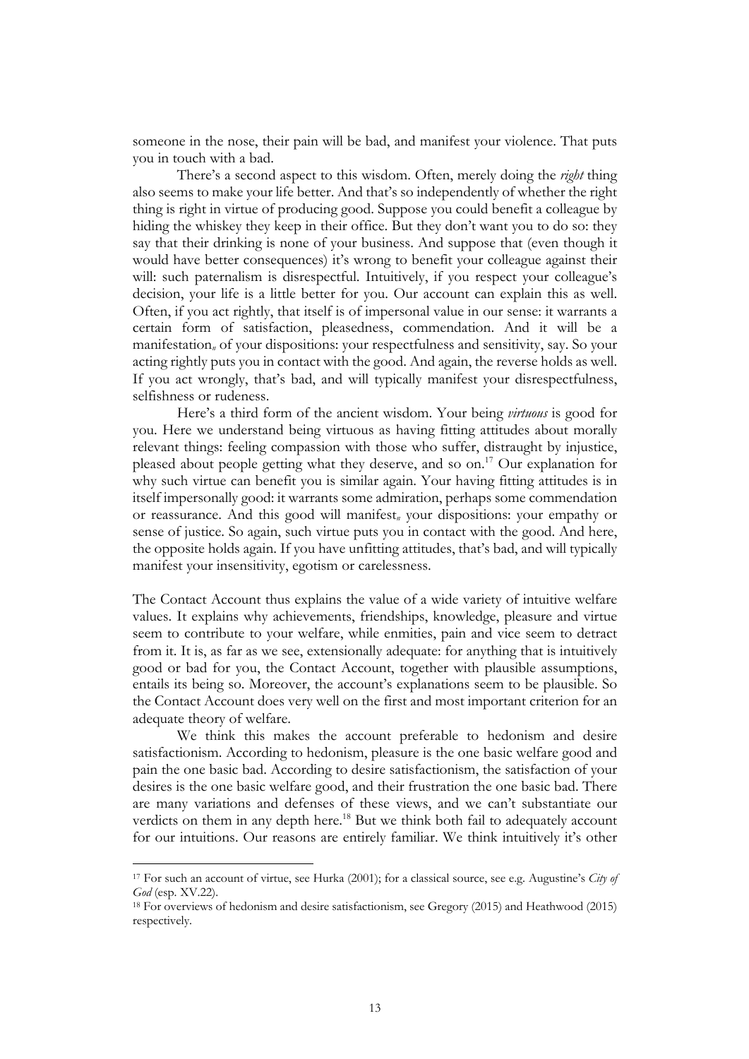someone in the nose, their pain will be bad, and manifest your violence. That puts you in touch with a bad.

There's a second aspect to this wisdom. Often, merely doing the *right* thing also seems to make your life better. And that's so independently of whether the right thing is right in virtue of producing good. Suppose you could benefit a colleague by hiding the whiskey they keep in their office. But they don't want you to do so: they say that their drinking is none of your business. And suppose that (even though it would have better consequences) it's wrong to benefit your colleague against their will: such paternalism is disrespectful. Intuitively, if you respect your colleague's decision, your life is a little better for you. Our account can explain this as well. Often, if you act rightly, that itself is of impersonal value in our sense: it warrants a certain form of satisfaction, pleasedness, commendation. And it will be a manifestation$_{\pi}$ of your dispositions: your respectfulness and sensitivity, say. So your acting rightly puts you in contact with the good. And again, the reverse holds as well. If you act wrongly, that's bad, and will typically manifest your disrespectfulness, selfishness or rudeness.

Here's a third form of the ancient wisdom. Your being *virtuous* is good for you. Here we understand being virtuous as having fitting attitudes about morally relevant things: feeling compassion with those who suffer, distraught by injustice, pleased about people getting what they deserve, and so on.[17] Our explanation for why such virtue can benefit you is similar again. Your having fitting attitudes is in itself impersonally good: it warrants some admiration, perhaps some commendation or reassurance. And this good will manifest$_{\pi}$ your dispositions: your empathy or sense of justice. So again, such virtue puts you in contact with the good. And here, the opposite holds again. If you have unfitting attitudes, that's bad, and will typically manifest your insensitivity, egotism or carelessness.

The Contact Account thus explains the value of a wide variety of intuitive welfare values. It explains why achievements, friendships, knowledge, pleasure and virtue seem to contribute to your welfare, while enmities, pain and vice seem to detract from it. It is, as far as we see, extensionally adequate: for anything that is intuitively good or bad for you, the Contact Account, together with plausible assumptions, entails its being so. Moreover, the account's explanations seem to be plausible. So the Contact Account does very well on the first and most important criterion for an adequate theory of welfare.

We think this makes the account preferable to hedonism and desire satisfactionism. According to hedonism, pleasure is the one basic welfare good and pain the one basic bad. According to desire satisfactionism, the satisfaction of your desires is the one basic welfare good, and their frustration the one basic bad. There are many variations and defenses of these views, and we can't substantiate our verdicts on them in any depth here.[18] But we think both fail to adequately account for our intuitions. Our reasons are entirely familiar. We think intuitively it's other

---

[17] For such an account of virtue, see Hurka (2001); for a classical source, see e.g. Augustine's *City of God* (esp. XV.22).

[18] For overviews of hedonism and desire satisfactionism, see Gregory (2015) and Heathwood (2015) respectively.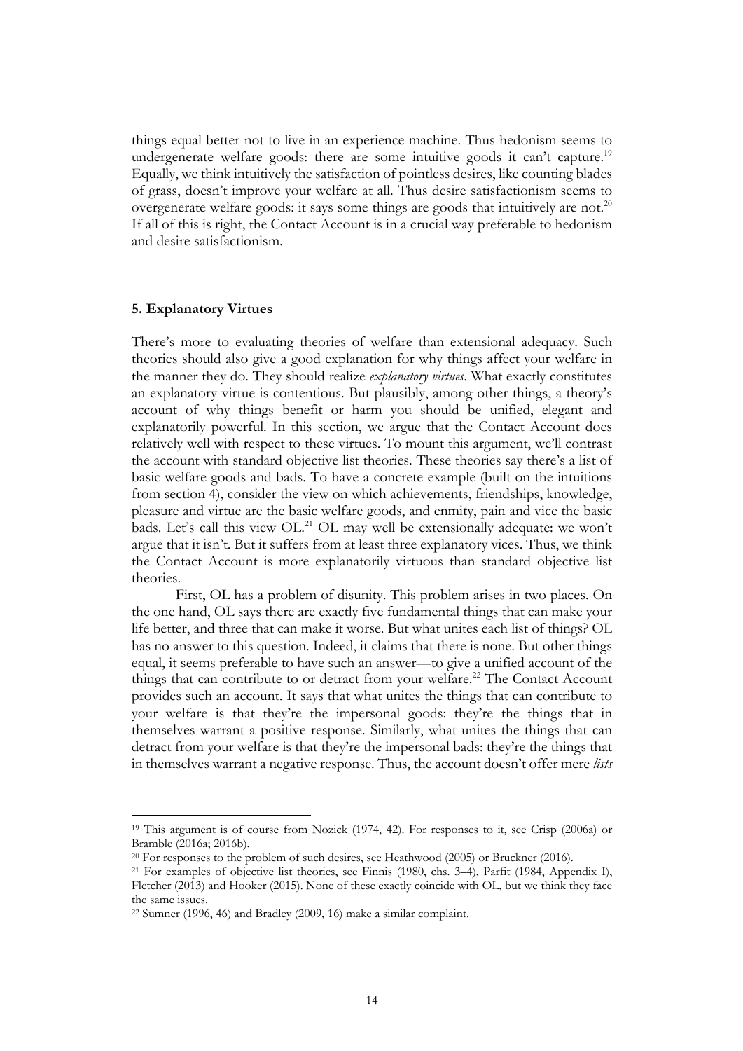things equal better not to live in an experience machine. Thus hedonism seems to undergenerate welfare goods: there are some intuitive goods it can't capture.[19] Equally, we think intuitively the satisfaction of pointless desires, like counting blades of grass, doesn't improve your welfare at all. Thus desire satisfactionism seems to overgenerate welfare goods: it says some things are goods that intuitively are not.[20] If all of this is right, the Contact Account is in a crucial way preferable to hedonism and desire satisfactionism.

## 5. Explanatory Virtues

There's more to evaluating theories of welfare than extensional adequacy. Such theories should also give a good explanation for why things affect your welfare in the manner they do. They should realize *explanatory virtues*. What exactly constitutes an explanatory virtue is contentious. But plausibly, among other things, a theory's account of why things benefit or harm you should be unified, elegant and explanatorily powerful. In this section, we argue that the Contact Account does relatively well with respect to these virtues. To mount this argument, we'll contrast the account with standard objective list theories. These theories say there's a list of basic welfare goods and bads. To have a concrete example (built on the intuitions from section 4), consider the view on which achievements, friendships, knowledge, pleasure and virtue are the basic welfare goods, and enmity, pain and vice the basic bads. Let's call this view OL.[21] OL may well be extensionally adequate: we won't argue that it isn't. But it suffers from at least three explanatory vices. Thus, we think the Contact Account is more explanatorily virtuous than standard objective list theories.

First, OL has a problem of disunity. This problem arises in two places. On the one hand, OL says there are exactly five fundamental things that can make your life better, and three that can make it worse. But what unites each list of things? OL has no answer to this question. Indeed, it claims that there is none. But other things equal, it seems preferable to have such an answer—to give a unified account of the things that can contribute to or detract from your welfare.[22] The Contact Account provides such an account. It says that what unites the things that can contribute to your welfare is that they're the impersonal goods: they're the things that in themselves warrant a positive response. Similarly, what unites the things that can detract from your welfare is that they're the impersonal bads: they're the things that in themselves warrant a negative response. Thus, the account doesn't offer mere *lists*

---

[19] This argument is of course from Nozick (1974, 42). For responses to it, see Crisp (2006a) or Bramble (2016a; 2016b).

[20] For responses to the problem of such desires, see Heathwood (2005) or Bruckner (2016).

[21] For examples of objective list theories, see Finnis (1980, chs. 3–4), Parfit (1984, Appendix I), Fletcher (2013) and Hooker (2015). None of these exactly coincide with OL, but we think they face the same issues.

[22] Sumner (1996, 46) and Bradley (2009, 16) make a similar complaint.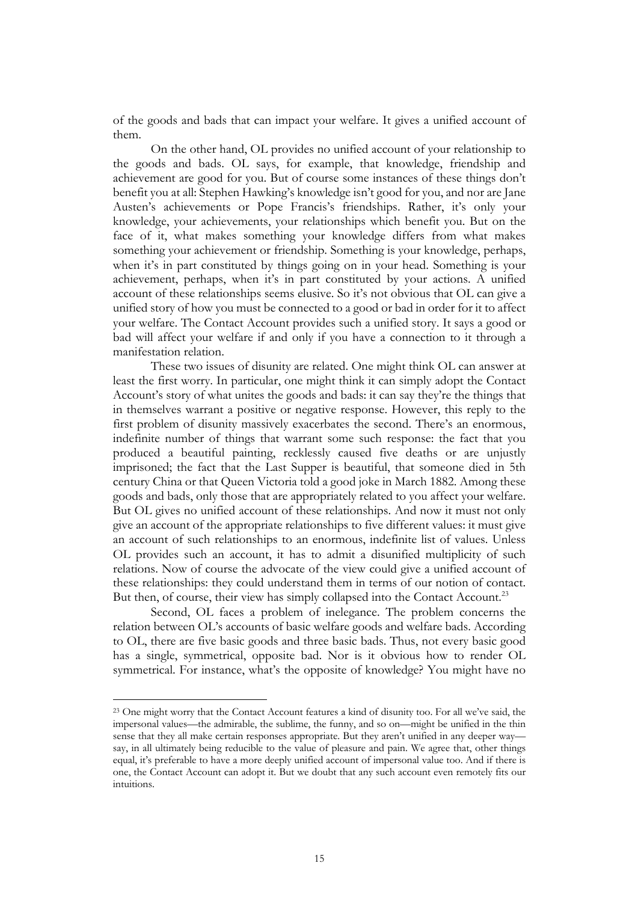of the goods and bads that can impact your welfare. It gives a unified account of them.

On the other hand, OL provides no unified account of your relationship to the goods and bads. OL says, for example, that knowledge, friendship and achievement are good for you. But of course some instances of these things don't benefit you at all: Stephen Hawking's knowledge isn't good for you, and nor are Jane Austen's achievements or Pope Francis's friendships. Rather, it's only your knowledge, your achievements, your relationships which benefit you. But on the face of it, what makes something your knowledge differs from what makes something your achievement or friendship. Something is your knowledge, perhaps, when it's in part constituted by things going on in your head. Something is your achievement, perhaps, when it's in part constituted by your actions. A unified account of these relationships seems elusive. So it's not obvious that OL can give a unified story of how you must be connected to a good or bad in order for it to affect your welfare. The Contact Account provides such a unified story. It says a good or bad will affect your welfare if and only if you have a connection to it through a manifestation relation.

These two issues of disunity are related. One might think OL can answer at least the first worry. In particular, one might think it can simply adopt the Contact Account's story of what unites the goods and bads: it can say they're the things that in themselves warrant a positive or negative response. However, this reply to the first problem of disunity massively exacerbates the second. There's an enormous, indefinite number of things that warrant some such response: the fact that you produced a beautiful painting, recklessly caused five deaths or are unjustly imprisoned; the fact that the Last Supper is beautiful, that someone died in 5th century China or that Queen Victoria told a good joke in March 1882. Among these goods and bads, only those that are appropriately related to you affect your welfare. But OL gives no unified account of these relationships. And now it must not only give an account of the appropriate relationships to five different values: it must give an account of such relationships to an enormous, indefinite list of values. Unless OL provides such an account, it has to admit a disunified multiplicity of such relations. Now of course the advocate of the view could give a unified account of these relationships: they could understand them in terms of our notion of contact. But then, of course, their view has simply collapsed into the Contact Account.[23]

Second, OL faces a problem of inelegance. The problem concerns the relation between OL's accounts of basic welfare goods and welfare bads. According to OL, there are five basic goods and three basic bads. Thus, not every basic good has a single, symmetrical, opposite bad. Nor is it obvious how to render OL symmetrical. For instance, what's the opposite of knowledge? You might have no

[23] One might worry that the Contact Account features a kind of disunity too. For all we've said, the impersonal values—the admirable, the sublime, the funny, and so on—might be unified in the thin sense that they all make certain responses appropriate. But they aren't unified in any deeper way—say, in all ultimately being reducible to the value of pleasure and pain. We agree that, other things equal, it's preferable to have a more deeply unified account of impersonal value too. And if there is one, the Contact Account can adopt it. But we doubt that any such account even remotely fits our intuitions.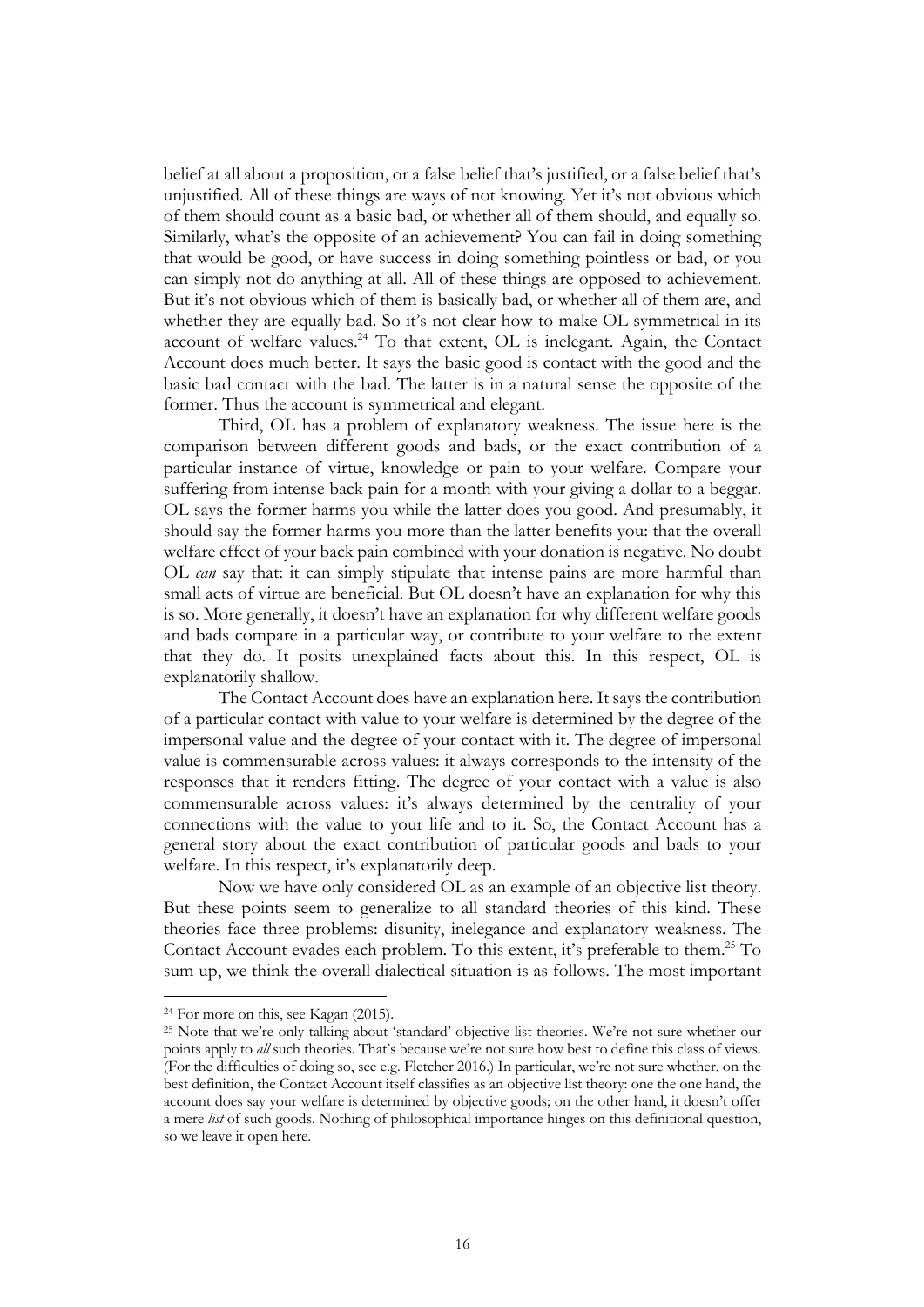belief at all about a proposition, or a false belief that's justified, or a false belief that's unjustified. All of these things are ways of not knowing. Yet it's not obvious which of them should count as a basic bad, or whether all of them should, and equally so. Similarly, what's the opposite of an achievement? You can fail in doing something that would be good, or have success in doing something pointless or bad, or you can simply not do anything at all. All of these things are opposed to achievement. But it's not obvious which of them is basically bad, or whether all of them are, and whether they are equally bad. So it's not clear how to make OL symmetrical in its account of welfare values.[24] To that extent, OL is inelegant. Again, the Contact Account does much better. It says the basic good is contact with the good and the basic bad contact with the bad. The latter is in a natural sense the opposite of the former. Thus the account is symmetrical and elegant.

Third, OL has a problem of explanatory weakness. The issue here is the comparison between different goods and bads, or the exact contribution of a particular instance of virtue, knowledge or pain to your welfare. Compare your suffering from intense back pain for a month with your giving a dollar to a beggar. OL says the former harms you while the latter does you good. And presumably, it should say the former harms you more than the latter benefits you: that the overall welfare effect of your back pain combined with your donation is negative. No doubt OL *can* say that: it can simply stipulate that intense pains are more harmful than small acts of virtue are beneficial. But OL doesn't have an explanation for why this is so. More generally, it doesn't have an explanation for why different welfare goods and bads compare in a particular way, or contribute to your welfare to the extent that they do. It posits unexplained facts about this. In this respect, OL is explanatorily shallow.

The Contact Account does have an explanation here. It says the contribution of a particular contact with value to your welfare is determined by the degree of the impersonal value and the degree of your contact with it. The degree of impersonal value is commensurable across values: it always corresponds to the intensity of the responses that it renders fitting. The degree of your contact with a value is also commensurable across values: it's always determined by the centrality of your connections with the value to your life and to it. So, the Contact Account has a general story about the exact contribution of particular goods and bads to your welfare. In this respect, it's explanatorily deep.

Now we have only considered OL as an example of an objective list theory. But these points seem to generalize to all standard theories of this kind. These theories face three problems: disunity, inelegance and explanatory weakness. The Contact Account evades each problem. To this extent, it's preferable to them.[25] To sum up, we think the overall dialectical situation is as follows. The most important

---

[24] For more on this, see Kagan (2015).

[25] Note that we're only talking about 'standard' objective list theories. We're not sure whether our points apply to *all* such theories. That's because we're not sure how best to define this class of views. (For the difficulties of doing so, see e.g. Fletcher 2016.) In particular, we're not sure whether, on the best definition, the Contact Account itself classifies as an objective list theory: one the one hand, the account does say your welfare is determined by objective goods; on the other hand, it doesn't offer a mere *list* of such goods. Nothing of philosophical importance hinges on this definitional question, so we leave it open here.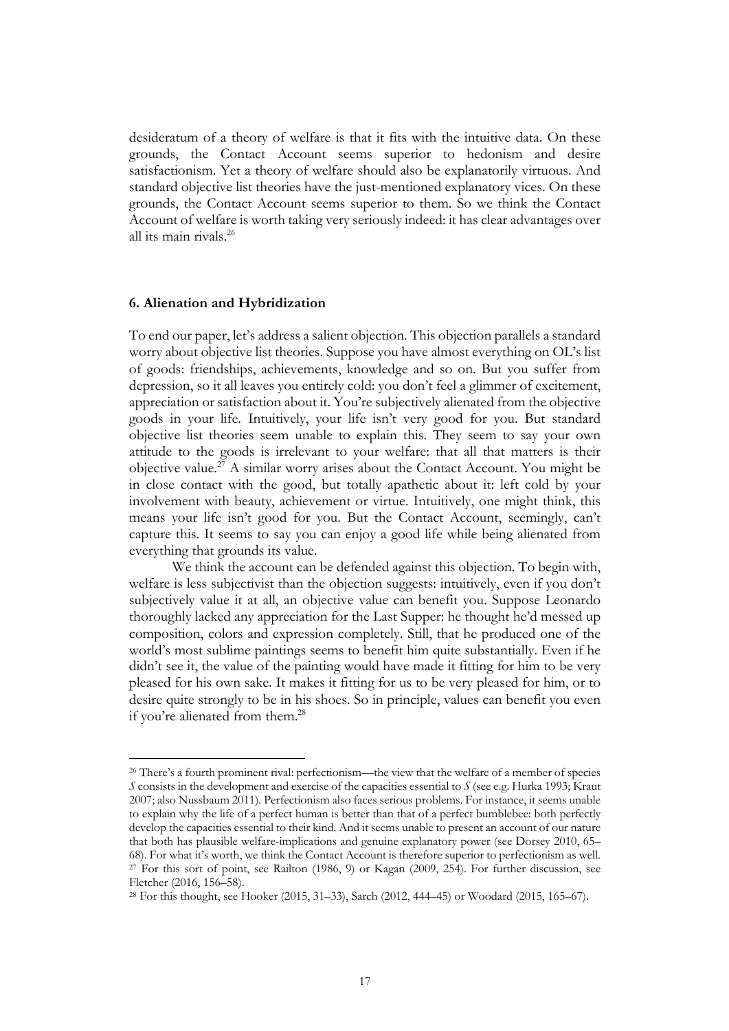desideratum of a theory of welfare is that it fits with the intuitive data. On these grounds, the Contact Account seems superior to hedonism and desire satisfactionism. Yet a theory of welfare should also be explanatorily virtuous. And standard objective list theories have the just-mentioned explanatory vices. On these grounds, the Contact Account seems superior to them. So we think the Contact Account of welfare is worth taking very seriously indeed: it has clear advantages over all its main rivals.[26]

### 6. Alienation and Hybridization

To end our paper, let's address a salient objection. This objection parallels a standard worry about objective list theories. Suppose you have almost everything on OL's list of goods: friendships, achievements, knowledge and so on. But you suffer from depression, so it all leaves you entirely cold: you don't feel a glimmer of excitement, appreciation or satisfaction about it. You're subjectively alienated from the objective goods in your life. Intuitively, your life isn't very good for you. But standard objective list theories seem unable to explain this. They seem to say your own attitude to the goods is irrelevant to your welfare: that all that matters is their objective value.[27] A similar worry arises about the Contact Account. You might be in close contact with the good, but totally apathetic about it: left cold by your involvement with beauty, achievement or virtue. Intuitively, one might think, this means your life isn't good for you. But the Contact Account, seemingly, can't capture this. It seems to say you can enjoy a good life while being alienated from everything that grounds its value.

We think the account can be defended against this objection. To begin with, welfare is less subjectivist than the objection suggests: intuitively, even if you don't subjectively value it at all, an objective value can benefit you. Suppose Leonardo thoroughly lacked any appreciation for the Last Supper: he thought he'd messed up composition, colors and expression completely. Still, that he produced one of the world's most sublime paintings seems to benefit him quite substantially. Even if he didn't see it, the value of the painting would have made it fitting for him to be very pleased for his own sake. It makes it fitting for us to be very pleased for him, or to desire quite strongly to be in his shoes. So in principle, values can benefit you even if you're alienated from them.[28]

---

[26] There's a fourth prominent rival: perfectionism—the view that the welfare of a member of species *S* consists in the development and exercise of the capacities essential to *S* (see e.g. Hurka 1993; Kraut 2007; also Nussbaum 2011). Perfectionism also faces serious problems. For instance, it seems unable to explain why the life of a perfect human is better than that of a perfect bumblebee: both perfectly develop the capacities essential to their kind. And it seems unable to present an account of our nature that both has plausible welfare-implications and genuine explanatory power (see Dorsey 2010, 65–68). For what it's worth, we think the Contact Account is therefore superior to perfectionism as well.

[27] For this sort of point, see Railton (1986, 9) or Kagan (2009, 254). For further discussion, see Fletcher (2016, 156–58).

[28] For this thought, see Hooker (2015, 31–33), Sarch (2012, 444–45) or Woodard (2015, 165–67).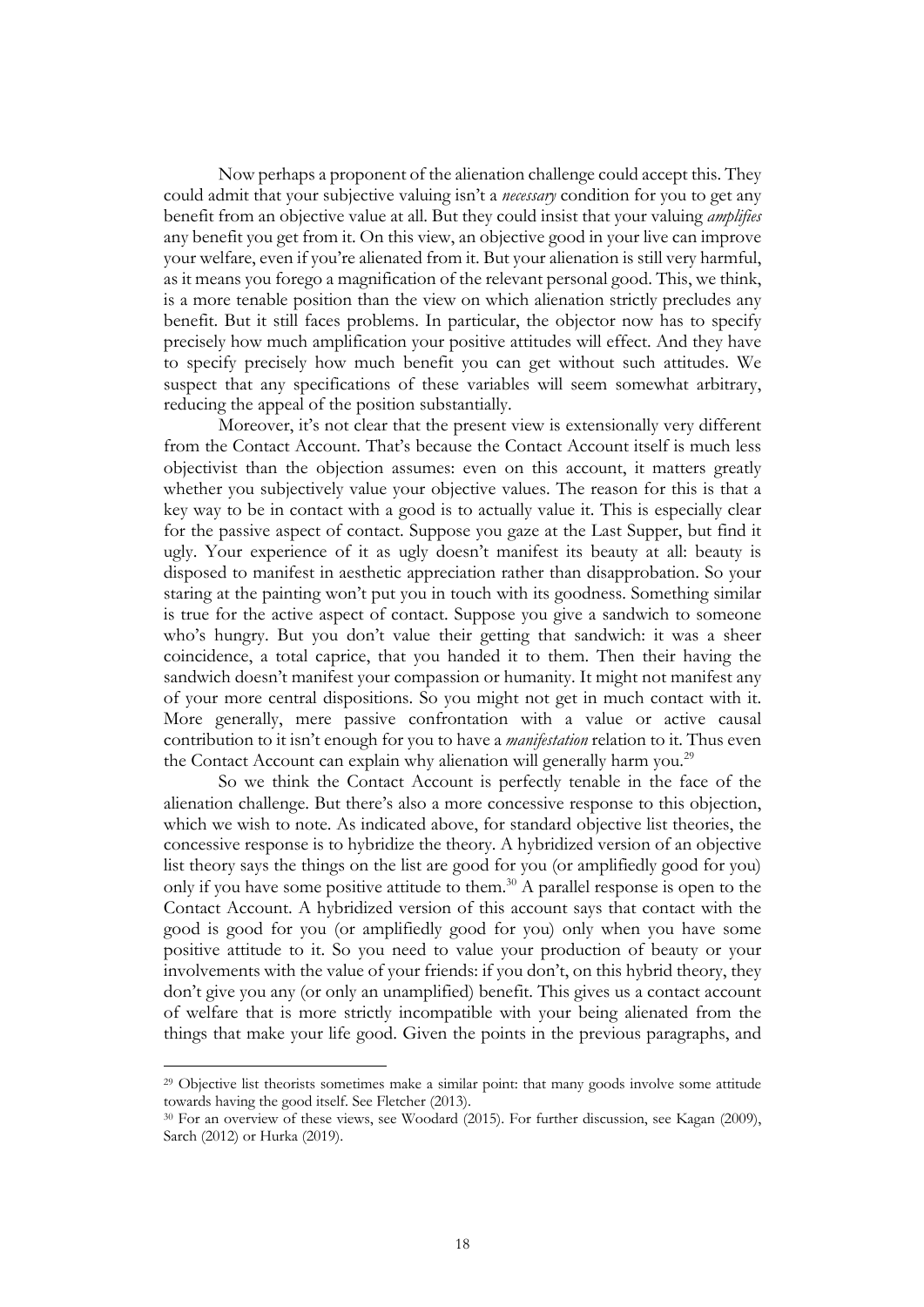Now perhaps a proponent of the alienation challenge could accept this. They could admit that your subjective valuing isn't a *necessary* condition for you to get any benefit from an objective value at all. But they could insist that your valuing *amplifies* any benefit you get from it. On this view, an objective good in your live can improve your welfare, even if you're alienated from it. But your alienation is still very harmful, as it means you forego a magnification of the relevant personal good. This, we think, is a more tenable position than the view on which alienation strictly precludes any benefit. But it still faces problems. In particular, the objector now has to specify precisely how much amplification your positive attitudes will effect. And they have to specify precisely how much benefit you can get without such attitudes. We suspect that any specifications of these variables will seem somewhat arbitrary, reducing the appeal of the position substantially.

Moreover, it's not clear that the present view is extensionally very different from the Contact Account. That's because the Contact Account itself is much less objectivist than the objection assumes: even on this account, it matters greatly whether you subjectively value your objective values. The reason for this is that a key way to be in contact with a good is to actually value it. This is especially clear for the passive aspect of contact. Suppose you gaze at the Last Supper, but find it ugly. Your experience of it as ugly doesn't manifest its beauty at all: beauty is disposed to manifest in aesthetic appreciation rather than disapprobation. So your staring at the painting won't put you in touch with its goodness. Something similar is true for the active aspect of contact. Suppose you give a sandwich to someone who's hungry. But you don't value their getting that sandwich: it was a sheer coincidence, a total caprice, that you handed it to them. Then their having the sandwich doesn't manifest your compassion or humanity. It might not manifest any of your more central dispositions. So you might not get in much contact with it. More generally, mere passive confrontation with a value or active causal contribution to it isn't enough for you to have a *manifestation* relation to it. Thus even the Contact Account can explain why alienation will generally harm you.[29]

So we think the Contact Account is perfectly tenable in the face of the alienation challenge. But there's also a more concessive response to this objection, which we wish to note. As indicated above, for standard objective list theories, the concessive response is to hybridize the theory. A hybridized version of an objective list theory says the things on the list are good for you (or amplifiedly good for you) only if you have some positive attitude to them.[30] A parallel response is open to the Contact Account. A hybridized version of this account says that contact with the good is good for you (or amplifiedly good for you) only when you have some positive attitude to it. So you need to value your production of beauty or your involvements with the value of your friends: if you don't, on this hybrid theory, they don't give you any (or only an unamplified) benefit. This gives us a contact account of welfare that is more strictly incompatible with your being alienated from the things that make your life good. Given the points in the previous paragraphs, and

---

[29] Objective list theorists sometimes make a similar point: that many goods involve some attitude towards having the good itself. See Fletcher (2013).

[30] For an overview of these views, see Woodard (2015). For further discussion, see Kagan (2009), Sarch (2012) or Hurka (2019).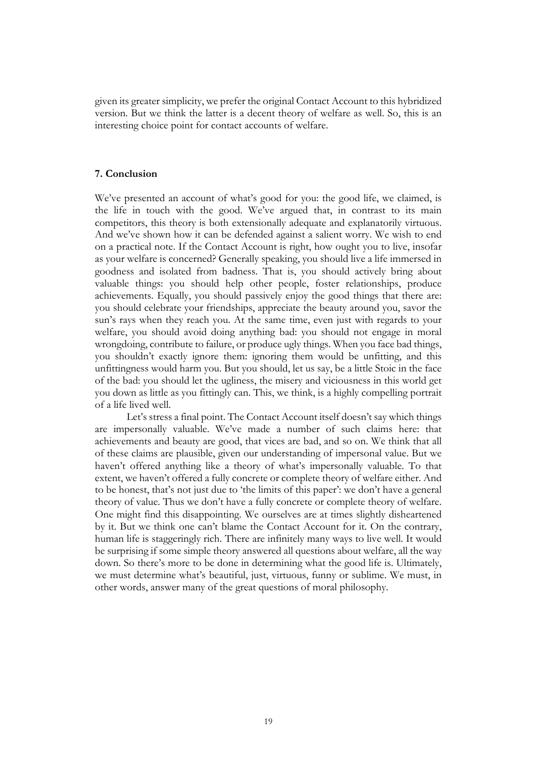given its greater simplicity, we prefer the original Contact Account to this hybridized version. But we think the latter is a decent theory of welfare as well. So, this is an interesting choice point for contact accounts of welfare.

## 7. Conclusion

We've presented an account of what's good for you: the good life, we claimed, is the life in touch with the good. We've argued that, in contrast to its main competitors, this theory is both extensionally adequate and explanatorily virtuous. And we've shown how it can be defended against a salient worry. We wish to end on a practical note. If the Contact Account is right, how ought you to live, insofar as your welfare is concerned? Generally speaking, you should live a life immersed in goodness and isolated from badness. That is, you should actively bring about valuable things: you should help other people, foster relationships, produce achievements. Equally, you should passively enjoy the good things that there are: you should celebrate your friendships, appreciate the beauty around you, savor the sun's rays when they reach you. At the same time, even just with regards to your welfare, you should avoid doing anything bad: you should not engage in moral wrongdoing, contribute to failure, or produce ugly things. When you face bad things, you shouldn't exactly ignore them: ignoring them would be unfitting, and this unfittingness would harm you. But you should, let us say, be a little Stoic in the face of the bad: you should let the ugliness, the misery and viciousness in this world get you down as little as you fittingly can. This, we think, is a highly compelling portrait of a life lived well.

Let's stress a final point. The Contact Account itself doesn't say which things are impersonally valuable. We've made a number of such claims here: that achievements and beauty are good, that vices are bad, and so on. We think that all of these claims are plausible, given our understanding of impersonal value. But we haven't offered anything like a theory of what's impersonally valuable. To that extent, we haven't offered a fully concrete or complete theory of welfare either. And to be honest, that's not just due to 'the limits of this paper': we don't have a general theory of value. Thus we don't have a fully concrete or complete theory of welfare. One might find this disappointing. We ourselves are at times slightly disheartened by it. But we think one can't blame the Contact Account for it. On the contrary, human life is staggeringly rich. There are infinitely many ways to live well. It would be surprising if some simple theory answered all questions about welfare, all the way down. So there's more to be done in determining what the good life is. Ultimately, we must determine what's beautiful, just, virtuous, funny or sublime. We must, in other words, answer many of the great questions of moral philosophy.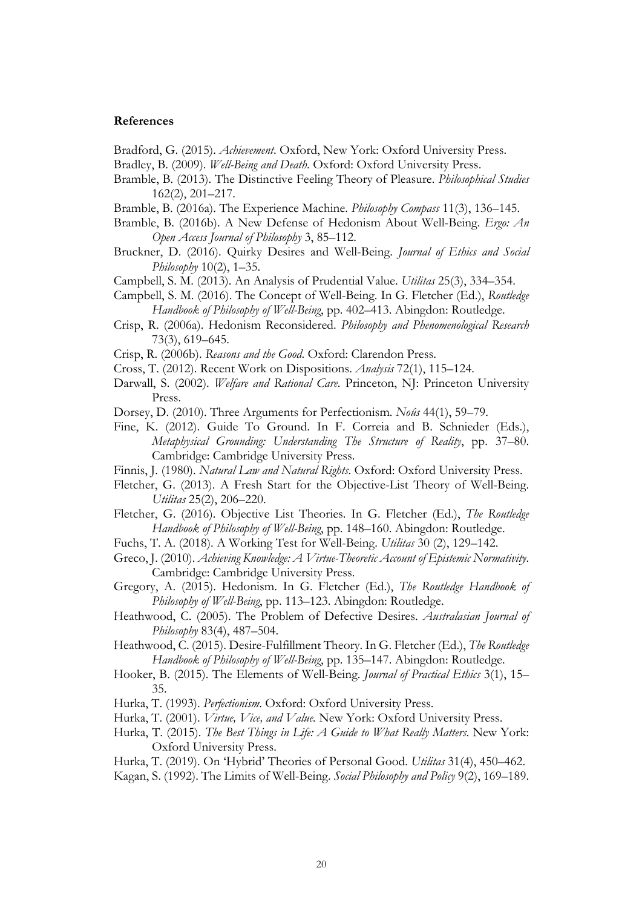**References**

Bradford, G. (2015). *Achievement*. Oxford, New York: Oxford University Press.

Bradley, B. (2009). *Well-Being and Death*. Oxford: Oxford University Press.

Bramble, B. (2013). The Distinctive Feeling Theory of Pleasure. *Philosophical Studies* 162(2), 201–217.

Bramble, B. (2016a). The Experience Machine. *Philosophy Compass* 11(3), 136–145.

Bramble, B. (2016b). A New Defense of Hedonism About Well-Being. *Ergo: An Open Access Journal of Philosophy* 3, 85–112.

Bruckner, D. (2016). Quirky Desires and Well-Being. *Journal of Ethics and Social Philosophy* 10(2), 1–35.

Campbell, S. M. (2013). An Analysis of Prudential Value. *Utilitas* 25(3), 334–354.

Campbell, S. M. (2016). The Concept of Well-Being. In G. Fletcher (Ed.), *Routledge Handbook of Philosophy of Well-Being*, pp. 402–413. Abingdon: Routledge.

Crisp, R. (2006a). Hedonism Reconsidered. *Philosophy and Phenomenological Research* 73(3), 619–645.

Crisp, R. (2006b). *Reasons and the Good*. Oxford: Clarendon Press.

Cross, T. (2012). Recent Work on Dispositions. *Analysis* 72(1), 115–124.

Darwall, S. (2002). *Welfare and Rational Care*. Princeton, NJ: Princeton University Press.

Dorsey, D. (2010). Three Arguments for Perfectionism. *Noûs* 44(1), 59–79.

Fine, K. (2012). Guide To Ground. In F. Correia and B. Schnieder (Eds.), *Metaphysical Grounding: Understanding The Structure of Reality*, pp. 37–80. Cambridge: Cambridge University Press.

Finnis, J. (1980). *Natural Law and Natural Rights*. Oxford: Oxford University Press.

Fletcher, G. (2013). A Fresh Start for the Objective-List Theory of Well-Being. *Utilitas* 25(2), 206–220.

Fletcher, G. (2016). Objective List Theories. In G. Fletcher (Ed.), *The Routledge Handbook of Philosophy of Well-Being*, pp. 148–160. Abingdon: Routledge.

Fuchs, T. A. (2018). A Working Test for Well-Being. *Utilitas* 30 (2), 129–142.

Greco, J. (2010). *Achieving Knowledge: A Virtue-Theoretic Account of Epistemic Normativity*. Cambridge: Cambridge University Press.

Gregory, A. (2015). Hedonism. In G. Fletcher (Ed.), *The Routledge Handbook of Philosophy of Well-Being*, pp. 113–123. Abingdon: Routledge.

Heathwood, C. (2005). The Problem of Defective Desires. *Australasian Journal of Philosophy* 83(4), 487–504.

Heathwood, C. (2015). Desire-Fulfillment Theory. In G. Fletcher (Ed.), *The Routledge Handbook of Philosophy of Well-Being*, pp. 135–147. Abingdon: Routledge.

Hooker, B. (2015). The Elements of Well-Being. *Journal of Practical Ethics* 3(1), 15–35.

Hurka, T. (1993). *Perfectionism*. Oxford: Oxford University Press.

Hurka, T. (2001). *Virtue, Vice, and Value*. New York: Oxford University Press.

Hurka, T. (2015). *The Best Things in Life: A Guide to What Really Matters*. New York: Oxford University Press.

Hurka, T. (2019). On 'Hybrid' Theories of Personal Good. *Utilitas* 31(4), 450–462.

Kagan, S. (1992). The Limits of Well-Being. *Social Philosophy and Policy* 9(2), 169–189.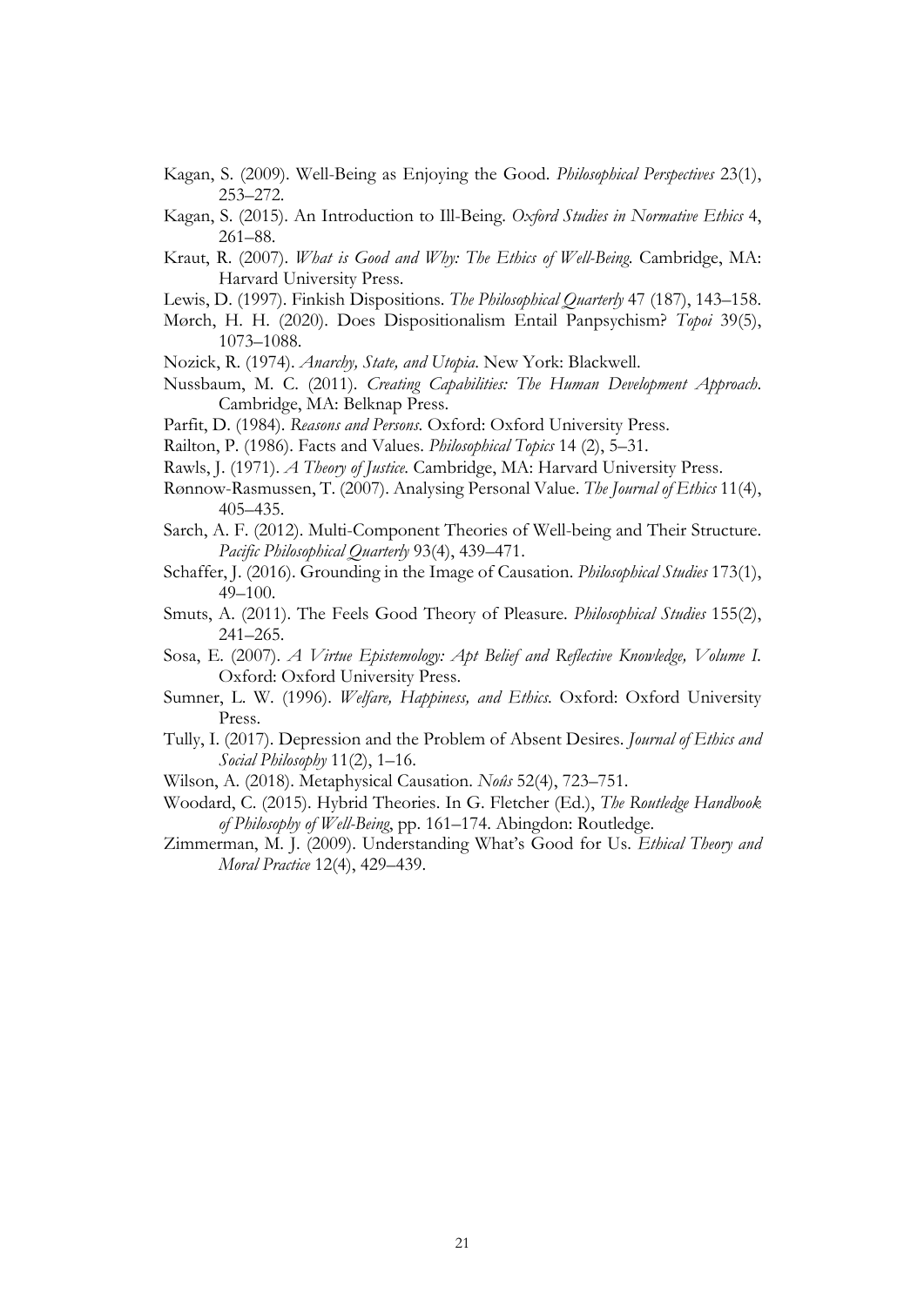Kagan, S. (2009). Well-Being as Enjoying the Good. *Philosophical Perspectives* 23(1), 253–272.

Kagan, S. (2015). An Introduction to Ill-Being. *Oxford Studies in Normative Ethics* 4, 261–88.

Kraut, R. (2007). *What is Good and Why: The Ethics of Well-Being.* Cambridge, MA: Harvard University Press.

Lewis, D. (1997). Finkish Dispositions. *The Philosophical Quarterly* 47 (187), 143–158.

Mørch, H. H. (2020). Does Dispositionalism Entail Panpsychism? *Topoi* 39(5), 1073–1088.

Nozick, R. (1974). *Anarchy, State, and Utopia.* New York: Blackwell.

Nussbaum, M. C. (2011). *Creating Capabilities: The Human Development Approach.* Cambridge, MA: Belknap Press.

Parfit, D. (1984). *Reasons and Persons.* Oxford: Oxford University Press.

Railton, P. (1986). Facts and Values. *Philosophical Topics* 14 (2), 5–31.

Rawls, J. (1971). *A Theory of Justice.* Cambridge, MA: Harvard University Press.

Rønnow-Rasmussen, T. (2007). Analysing Personal Value. *The Journal of Ethics* 11(4), 405–435.

Sarch, A. F. (2012). Multi-Component Theories of Well-being and Their Structure. *Pacific Philosophical Quarterly* 93(4), 439–471.

Schaffer, J. (2016). Grounding in the Image of Causation. *Philosophical Studies* 173(1), 49–100.

Smuts, A. (2011). The Feels Good Theory of Pleasure. *Philosophical Studies* 155(2), 241–265.

Sosa, E. (2007). *A Virtue Epistemology: Apt Belief and Reflective Knowledge, Volume I.* Oxford: Oxford University Press.

Sumner, L. W. (1996). *Welfare, Happiness, and Ethics.* Oxford: Oxford University Press.

Tully, I. (2017). Depression and the Problem of Absent Desires. *Journal of Ethics and Social Philosophy* 11(2), 1–16.

Wilson, A. (2018). Metaphysical Causation. *Noûs* 52(4), 723–751.

Woodard, C. (2015). Hybrid Theories. In G. Fletcher (Ed.), *The Routledge Handbook of Philosophy of Well-Being*, pp. 161–174. Abingdon: Routledge.

Zimmerman, M. J. (2009). Understanding What's Good for Us. *Ethical Theory and Moral Practice* 12(4), 429–439.